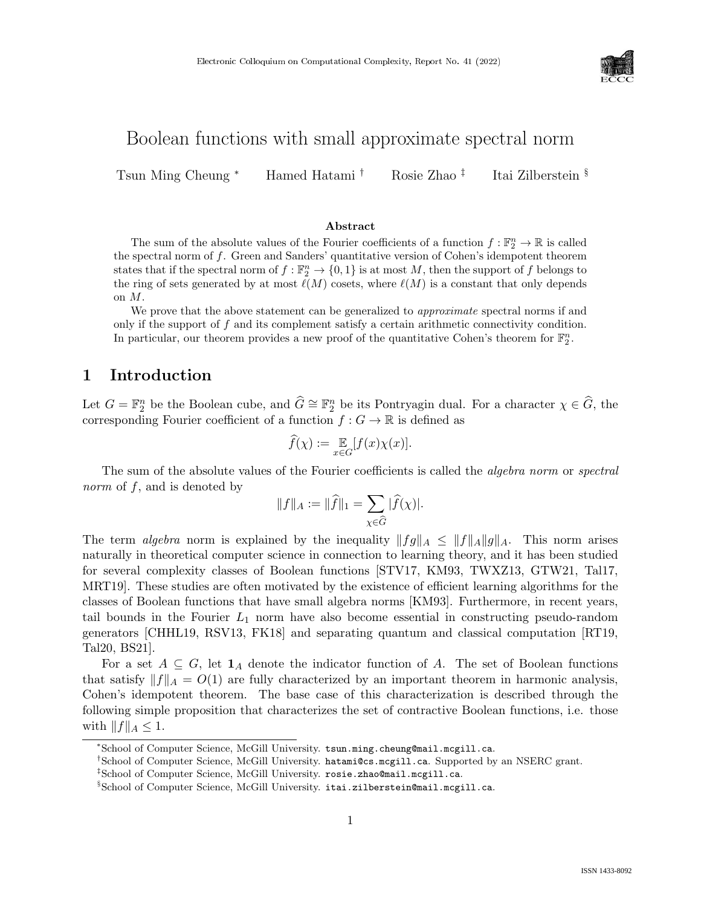# Boolean functions with small approximate spectral norm

Tsun Ming Cheung [*] Hamed Hatami [†] Rosie Zhao [‡] Itai Zilberstein [§]

### Abstract

The sum of the absolute values of the Fourier coefficients of a function $f : \mathbb{F}_2^n \to \mathbb{R}$ is called the spectral norm of $f$. Green and Sanders' quantitative version of Cohen's idempotent theorem states that if the spectral norm of $f : \mathbb{F}_2^n \to \{0, 1\}$ is at most $M$, then the support of $f$ belongs to the ring of sets generated by at most $\ell(M)$ cosets, where $\ell(M)$ is a constant that only depends on $M$.

We prove that the above statement can be generalized to *approximate* spectral norms if and only if the support of $f$ and its complement satisfy a certain arithmetic connectivity condition. In particular, our theorem provides a new proof of the quantitative Cohen's theorem for $\mathbb{F}_2^n$.

## 1 Introduction

Let $G = \mathbb{F}_2^n$ be the Boolean cube, and $\widehat{G} \cong \mathbb{F}_2^n$ be its Pontryagin dual. For a character $\chi \in \widehat{G}$, the corresponding Fourier coefficient of a function $f : G \to \mathbb{R}$ is defined as

$$\widehat{f}(\chi) := \mathop{\mathbb{E}}_{x \in G}[f(x)\chi(x)].$$

The sum of the absolute values of the Fourier coefficients is called the *algebra norm* or *spectral norm* of $f$, and is denoted by

$$\|f\|_A := \|\widehat{f}\|_1 = \sum_{\chi \in \widehat{G}} |\widehat{f}(\chi)|.$$

The term *algebra* norm is explained by the inequality $\|fg\|_A \leq \|f\|_A \|g\|_A$. This norm arises naturally in theoretical computer science in connection to learning theory, and it has been studied for several complexity classes of Boolean functions [STV17, KM93, TWXZ13, GTW21, Tal17, MRT19]. These studies are often motivated by the existence of efficient learning algorithms for the classes of Boolean functions that have small algebra norms [KM93]. Furthermore, in recent years, tail bounds in the Fourier $L_1$ norm have also become essential in constructing pseudo-random generators [CHHL19, RSV13, FK18] and separating quantum and classical computation [RT19, Tal20, BS21].

For a set $A \subseteq G$, let $\mathbf{1}_A$ denote the indicator function of $A$. The set of Boolean functions that satisfy $\|f\|_A = O(1)$ are fully characterized by an important theorem in harmonic analysis, Cohen's idempotent theorem. The base case of this characterization is described through the following simple proposition that characterizes the set of contractive Boolean functions, i.e. those with $\|f\|_A \leq 1$.

---

[*] School of Computer Science, McGill University. tsun.ming.cheung@mail.mcgill.ca.

[†] School of Computer Science, McGill University. hatami@cs.mcgill.ca. Supported by an NSERC grant.

[‡] School of Computer Science, McGill University. rosie.zhao@mail.mcgill.ca.

[§] School of Computer Science, McGill University. itai.zilberstein@mail.mcgill.ca.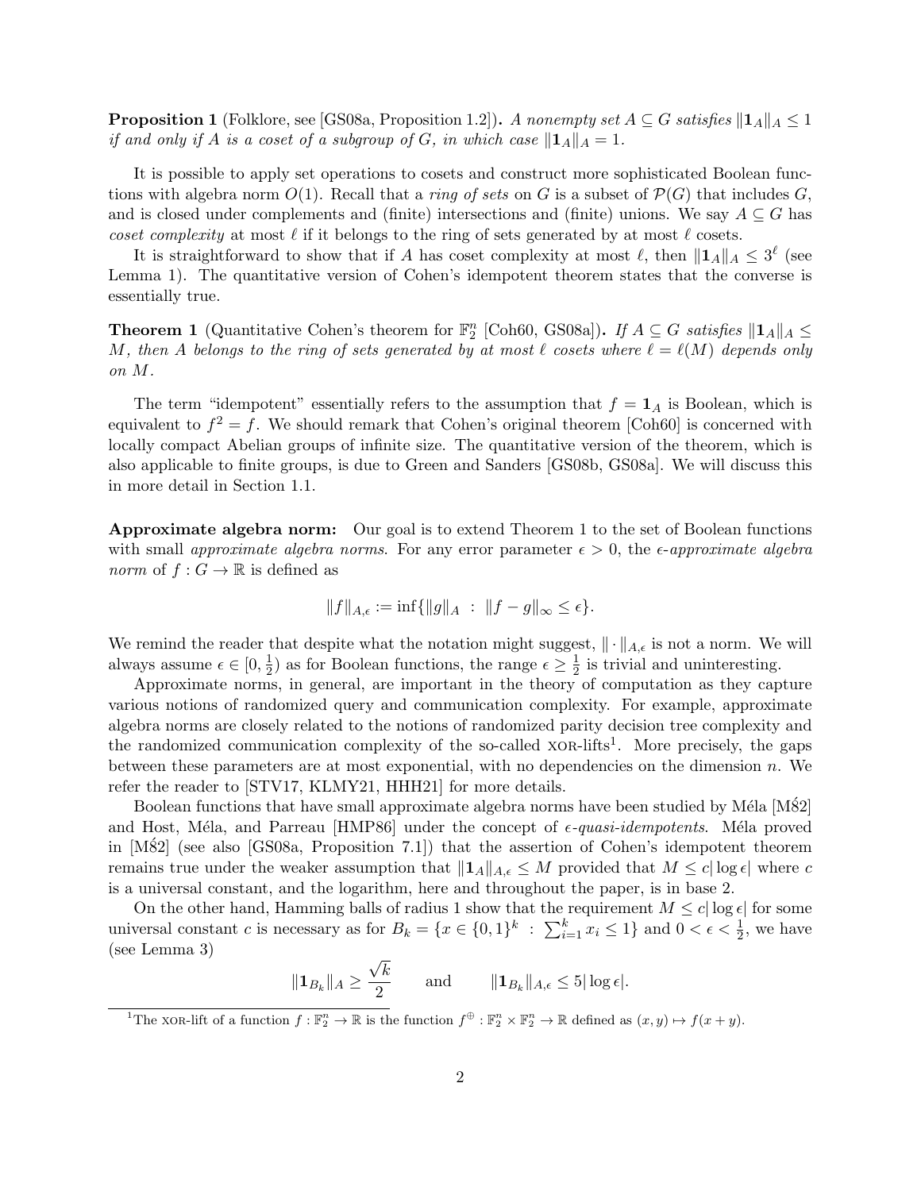**Proposition 1** (Folklore, see [GS08a, Proposition 1.2])**.** *A nonempty set $A \subseteq G$ satisfies $\|\mathbf{1}_A\|_A \le 1$ if and only if $A$ is a coset of a subgroup of $G$, in which case $\|\mathbf{1}_A\|_A = 1$.*

It is possible to apply set operations to cosets and construct more sophisticated Boolean functions with algebra norm $O(1)$. Recall that a *ring of sets* on $G$ is a subset of $\mathcal{P}(G)$ that includes $G$, and is closed under complements and (finite) intersections and (finite) unions. We say $A \subseteq G$ has *coset complexity* at most $\ell$ if it belongs to the ring of sets generated by at most $\ell$ cosets.

It is straightforward to show that if $A$ has coset complexity at most $\ell$, then $\|\mathbf{1}_A\|_A \le 3^\ell$ (see Lemma 1). The quantitative version of Cohen's idempotent theorem states that the converse is essentially true.

**Theorem 1** (Quantitative Cohen's theorem for $\mathbb{F}_2^n$ [Coh60, GS08a])**.** *If $A \subseteq G$ satisfies $\|\mathbf{1}_A\|_A \le M$, then $A$ belongs to the ring of sets generated by at most $\ell$ cosets where $\ell = \ell(M)$ depends only on $M$.*

The term "idempotent" essentially refers to the assumption that $f = \mathbf{1}_A$ is Boolean, which is equivalent to $f^2 = f$. We should remark that Cohen's original theorem [Coh60] is concerned with locally compact Abelian groups of infinite size. The quantitative version of the theorem, which is also applicable to finite groups, is due to Green and Sanders [GS08b, GS08a]. We will discuss this in more detail in Section 1.1.

**Approximate algebra norm:** Our goal is to extend Theorem 1 to the set of Boolean functions with small *approximate algebra norms*. For any error parameter $\epsilon > 0$, the *$\epsilon$-approximate algebra norm* of $f : G \to \mathbb{R}$ is defined as

$$\|f\|_{A,\epsilon} := \inf\{\|g\|_A \;:\; \|f - g\|_\infty \le \epsilon\}.$$

We remind the reader that despite what the notation might suggest, $\|\cdot\|_{A,\epsilon}$ is not a norm. We will always assume $\epsilon \in [0, \frac{1}{2})$ as for Boolean functions, the range $\epsilon \ge \frac{1}{2}$ is trivial and uninteresting.

Approximate norms, in general, are important in the theory of computation as they capture various notions of randomized query and communication complexity. For example, approximate algebra norms are closely related to the notions of randomized parity decision tree complexity and the randomized communication complexity of the so-called XOR-lifts[1]. More precisely, the gaps between these parameters are at most exponential, with no dependencies on the dimension $n$. We refer the reader to [STV17, KLMY21, HHH21] for more details.

Boolean functions that have small approximate algebra norms have been studied by Méla [Mé82] and Host, Méla, and Parreau [HMP86] under the concept of *$\epsilon$-quasi-idempotents*. Méla proved in [Mé82] (see also [GS08a, Proposition 7.1]) that the assertion of Cohen's idempotent theorem remains true under the weaker assumption that $\|\mathbf{1}_A\|_{A,\epsilon} \le M$ provided that $M \le c|\log \epsilon|$ where $c$ is a universal constant, and the logarithm, here and throughout the paper, is in base 2.

On the other hand, Hamming balls of radius 1 show that the requirement $M \le c|\log \epsilon|$ for some universal constant $c$ is necessary as for $B_k = \{x \in \{0,1\}^k \;:\; \sum_{i=1}^k x_i \le 1\}$ and $0 < \epsilon < \frac{1}{2}$, we have (see Lemma 3)

$$\|\mathbf{1}_{B_k}\|_A \ge \frac{\sqrt{k}}{2} \qquad \text{and} \qquad \|\mathbf{1}_{B_k}\|_{A,\epsilon} \le 5|\log \epsilon|.$$

---

[1] The XOR-lift of a function $f : \mathbb{F}_2^n \to \mathbb{R}$ is the function $f^\oplus : \mathbb{F}_2^n \times \mathbb{F}_2^n \to \mathbb{R}$ defined as $(x, y) \mapsto f(x + y)$.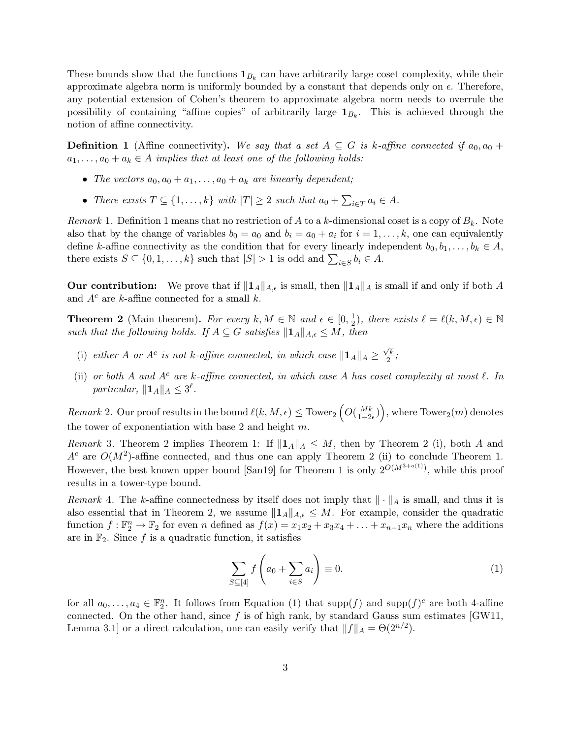These bounds show that the functions $\mathbf{1}_{B_k}$ can have arbitrarily large coset complexity, while their approximate algebra norm is uniformly bounded by a constant that depends only on $\epsilon$. Therefore, any potential extension of Cohen's theorem to approximate algebra norm needs to overrule the possibility of containing "affine copies" of arbitrarily large $\mathbf{1}_{B_k}$. This is achieved through the notion of affine connectivity.

**Definition 1** (Affine connectivity)**.** *We say that a set $A \subseteq G$ is $k$-affine connected if $a_0, a_0 + a_1, \ldots, a_0 + a_k \in A$ implies that at least one of the following holds:*

- *The vectors $a_0, a_0 + a_1, \ldots, a_0 + a_k$ are linearly dependent;*
- *There exists $T \subseteq \{1, \ldots, k\}$ with $|T| \geq 2$ such that $a_0 + \sum_{i \in T} a_i \in A$.*

*Remark* 1. Definition 1 means that no restriction of $A$ to a $k$-dimensional coset is a copy of $B_k$. Note also that by the change of variables $b_0 = a_0$ and $b_i = a_0 + a_i$ for $i = 1, \ldots, k$, one can equivalently define $k$-affine connectivity as the condition that for every linearly independent $b_0, b_1, \ldots, b_k \in A$, there exists $S \subseteq \{0, 1, \ldots, k\}$ such that $|S| > 1$ is odd and $\sum_{i \in S} b_i \in A$.

**Our contribution:** We prove that if $\|\mathbf{1}_A\|_{A,\epsilon}$ is small, then $\|\mathbf{1}_A\|_A$ is small if and only if both $A$ and $A^c$ are $k$-affine connected for a small $k$.

**Theorem 2** (Main theorem)**.** *For every $k, M \in \mathbb{N}$ and $\epsilon \in [0, \frac{1}{2})$, there exists $\ell = \ell(k, M, \epsilon) \in \mathbb{N}$ such that the following holds. If $A \subseteq G$ satisfies $\|\mathbf{1}_A\|_{A,\epsilon} \leq M$, then*

- (i) *either $A$ or $A^c$ is not $k$-affine connected, in which case $\|\mathbf{1}_A\|_A \geq \frac{\sqrt{k}}{2}$;*
- (ii) *or both $A$ and $A^c$ are $k$-affine connected, in which case $A$ has coset complexity at most $\ell$. In particular, $\|\mathbf{1}_A\|_A \leq 3^\ell$.*

*Remark* 2. Our proof results in the bound $\ell(k, M, \epsilon) \leq \mathrm{Tower}_2\left(O(\frac{Mk}{1-2\epsilon})\right)$, where $\mathrm{Tower}_2(m)$ denotes the tower of exponentiation with base 2 and height $m$.

*Remark* 3. Theorem 2 implies Theorem 1: If $\|\mathbf{1}_A\|_A \leq M$, then by Theorem 2 (i), both $A$ and $A^c$ are $O(M^2)$-affine connected, and thus one can apply Theorem 2 (ii) to conclude Theorem 1. However, the best known upper bound [San19] for Theorem 1 is only $2^{O(M^{3+o(1)})}$, while this proof results in a tower-type bound.

*Remark* 4. The $k$-affine connectedness by itself does not imply that $\|\cdot\|_A$ is small, and thus it is also essential that in Theorem 2, we assume $\|\mathbf{1}_A\|_{A,\epsilon} \leq M$. For example, consider the quadratic function $f : \mathbb{F}_2^n \to \mathbb{F}_2$ for even $n$ defined as $f(x) = x_1x_2 + x_3x_4 + \ldots + x_{n-1}x_n$ where the additions are in $\mathbb{F}_2$. Since $f$ is a quadratic function, it satisfies

$$\sum_{S \subseteq [4]} f\left(a_0 + \sum_{i \in S} a_i\right) \equiv 0. \tag{1}$$

for all $a_0, \ldots, a_4 \in \mathbb{F}_2^n$. It follows from Equation (1) that $\mathrm{supp}(f)$ and $\mathrm{supp}(f)^c$ are both 4-affine connected. On the other hand, since $f$ is of high rank, by standard Gauss sum estimates [GW11, Lemma 3.1] or a direct calculation, one can easily verify that $\|f\|_A = \Theta(2^{n/2})$.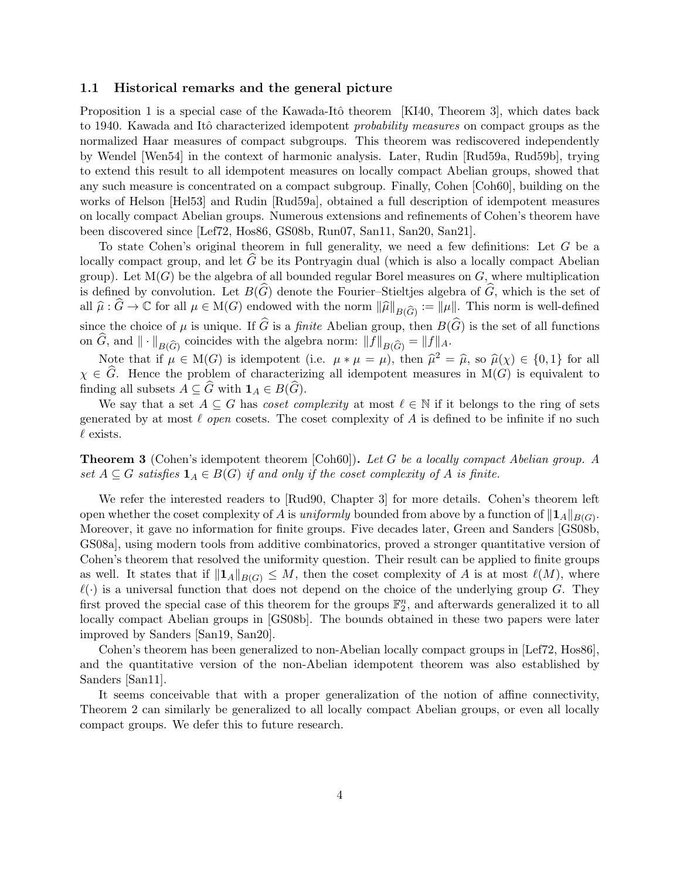### 1.1 Historical remarks and the general picture

Proposition 1 is a special case of the Kawada-Itô theorem [KI40, Theorem 3], which dates back to 1940. Kawada and Itô characterized idempotent *probability measures* on compact groups as the normalized Haar measures of compact subgroups. This theorem was rediscovered independently by Wendel [Wen54] in the context of harmonic analysis. Later, Rudin [Rud59a, Rud59b], trying to extend this result to all idempotent measures on locally compact Abelian groups, showed that any such measure is concentrated on a compact subgroup. Finally, Cohen [Coh60], building on the works of Helson [Hel53] and Rudin [Rud59a], obtained a full description of idempotent measures on locally compact Abelian groups. Numerous extensions and refinements of Cohen's theorem have been discovered since [Lef72, Hos86, GS08b, Run07, San11, San20, San21].

To state Cohen's original theorem in full generality, we need a few definitions: Let $G$ be a locally compact group, and let $\widehat{G}$ be its Pontryagin dual (which is also a locally compact Abelian group). Let $\mathrm{M}(G)$ be the algebra of all bounded regular Borel measures on $G$, where multiplication is defined by convolution. Let $B(\widehat{G})$ denote the Fourier–Stieltjes algebra of $\widehat{G}$, which is the set of all $\widehat{\mu} : \widehat{G} \to \mathbb{C}$ for all $\mu \in \mathrm{M}(G)$ endowed with the norm $\|\widehat{\mu}\|_{B(\widehat{G})} := \|\mu\|$. This norm is well-defined since the choice of $\mu$ is unique. If $\widehat{G}$ is a *finite* Abelian group, then $B(\widehat{G})$ is the set of all functions on $\widehat{G}$, and $\|\cdot\|_{B(\widehat{G})}$ coincides with the algebra norm: $\|f\|_{B(\widehat{G})} = \|f\|_A$.

Note that if $\mu \in \mathrm{M}(G)$ is idempotent (i.e. $\mu * \mu = \mu$), then $\widehat{\mu}^2 = \widehat{\mu}$, so $\widehat{\mu}(\chi) \in \{0, 1\}$ for all $\chi \in \widehat{G}$. Hence the problem of characterizing all idempotent measures in $\mathrm{M}(G)$ is equivalent to finding all subsets $A \subseteq \widehat{G}$ with $\mathbf{1}_A \in B(\widehat{G})$.

We say that a set $A \subseteq G$ has *coset complexity* at most $\ell \in \mathbb{N}$ if it belongs to the ring of sets generated by at most $\ell$ *open* cosets. The coset complexity of $A$ is defined to be infinite if no such $\ell$ exists.

**Theorem 3** (Cohen's idempotent theorem [Coh60])**.** *Let $G$ be a locally compact Abelian group. A set $A \subseteq G$ satisfies $\mathbf{1}_A \in B(G)$ if and only if the coset complexity of $A$ is finite.*

We refer the interested readers to [Rud90, Chapter 3] for more details. Cohen's theorem left open whether the coset complexity of $A$ is *uniformly* bounded from above by a function of $\|\mathbf{1}_A\|_{B(G)}$. Moreover, it gave no information for finite groups. Five decades later, Green and Sanders [GS08b, GS08a], using modern tools from additive combinatorics, proved a stronger quantitative version of Cohen's theorem that resolved the uniformity question. Their result can be applied to finite groups as well. It states that if $\|\mathbf{1}_A\|_{B(G)} \leq M$, then the coset complexity of $A$ is at most $\ell(M)$, where $\ell(\cdot)$ is a universal function that does not depend on the choice of the underlying group $G$. They first proved the special case of this theorem for the groups $\mathbb{F}_2^n$, and afterwards generalized it to all locally compact Abelian groups in [GS08b]. The bounds obtained in these two papers were later improved by Sanders [San19, San20].

Cohen's theorem has been generalized to non-Abelian locally compact groups in [Lef72, Hos86], and the quantitative version of the non-Abelian idempotent theorem was also established by Sanders [San11].

It seems conceivable that with a proper generalization of the notion of affine connectivity, Theorem 2 can similarly be generalized to all locally compact Abelian groups, or even all locally compact groups. We defer this to future research.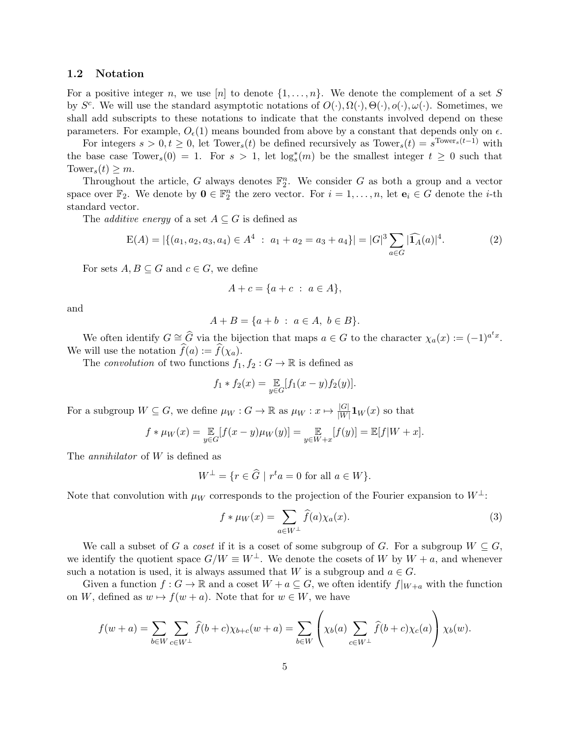### 1.2 Notation

For a positive integer $n$, we use $[n]$ to denote $\{1, \dots, n\}$. We denote the complement of a set $S$ by $S^c$. We will use the standard asymptotic notations of $O(\cdot), \Omega(\cdot), \Theta(\cdot), o(\cdot), \omega(\cdot)$. Sometimes, we shall add subscripts to these notations to indicate that the constants involved depend on these parameters. For example, $O_\epsilon(1)$ means bounded from above by a constant that depends only on $\epsilon$.

For integers $s > 0, t \geq 0$, let $\mathrm{Tower}_s(t)$ be defined recursively as $\mathrm{Tower}_s(t) = s^{\mathrm{Tower}_s(t-1)}$ with the base case $\mathrm{Tower}_s(0) = 1$. For $s > 1$, let $\log_s^*(m)$ be the smallest integer $t \geq 0$ such that $\mathrm{Tower}_s(t) \geq m$.

Throughout the article, $G$ always denotes $\mathbb{F}_2^n$. We consider $G$ as both a group and a vector space over $\mathbb{F}_2$. We denote by $\mathbf{0} \in \mathbb{F}_2^n$ the zero vector. For $i = 1, \dots, n$, let $\mathbf{e}_i \in G$ denote the $i$-th standard vector.

The *additive energy* of a set $A \subseteq G$ is defined as

$$\mathrm{E}(A) = |\{(a_1, a_2, a_3, a_4) \in A^4 \ : \ a_1 + a_2 = a_3 + a_4\}| = |G|^3 \sum_{a \in G} |\widehat{\mathbf{1}_A}(a)|^4. \tag{2}$$

For sets $A, B \subseteq G$ and $c \in G$, we define

$$A + c = \{a + c \ : \ a \in A\},$$

and

$$A + B = \{a + b \ : \ a \in A, \ b \in B\}.$$

We often identify $G \cong \widehat{G}$ via the bijection that maps $a \in G$ to the character $\chi_a(x) := (-1)^{a^t x}$. We will use the notation $\widehat{f}(a) := \widehat{f}(\chi_a)$.

The *convolution* of two functions $f_1, f_2 : G \to \mathbb{R}$ is defined as

$$f_1 * f_2(x) = \mathop{\mathbb{E}}_{y \in G}[f_1(x - y) f_2(y)].$$

For a subgroup $W \subseteq G$, we define $\mu_W : G \to \mathbb{R}$ as $\mu_W : x \mapsto \frac{|G|}{|W|} \mathbf{1}_W(x)$ so that

$$f * \mu_W(x) = \mathop{\mathbb{E}}_{y \in G}[f(x - y)\mu_W(y)] = \mathop{\mathbb{E}}_{y \in W + x}[f(y)] = \mathbb{E}[f | W + x].$$

The *annihilator* of $W$ is defined as

$$W^\perp = \{r \in \widehat{G} \mid r^t a = 0 \text{ for all } a \in W\}.$$

Note that convolution with $\mu_W$ corresponds to the projection of the Fourier expansion to $W^\perp$:

$$f * \mu_W(x) = \sum_{a \in W^\perp} \widehat{f}(a)\chi_a(x). \tag{3}$$

We call a subset of $G$ a *coset* if it is a coset of some subgroup of $G$. For a subgroup $W \subseteq G$, we identify the quotient space $G/W \equiv W^\perp$. We denote the cosets of $W$ by $W + a$, and whenever such a notation is used, it is always assumed that $W$ is a subgroup and $a \in G$.

Given a function $f : G \to \mathbb{R}$ and a coset $W + a \subseteq G$, we often identify $f|_{W+a}$ with the function on $W$, defined as $w \mapsto f(w + a)$. Note that for $w \in W$, we have

$$f(w + a) = \sum_{b \in W} \sum_{c \in W^\perp} \widehat{f}(b + c)\chi_{b+c}(w + a) = \sum_{b \in W} \left( \chi_b(a) \sum_{c \in W^\perp} \widehat{f}(b + c)\chi_c(a) \right) \chi_b(w).$$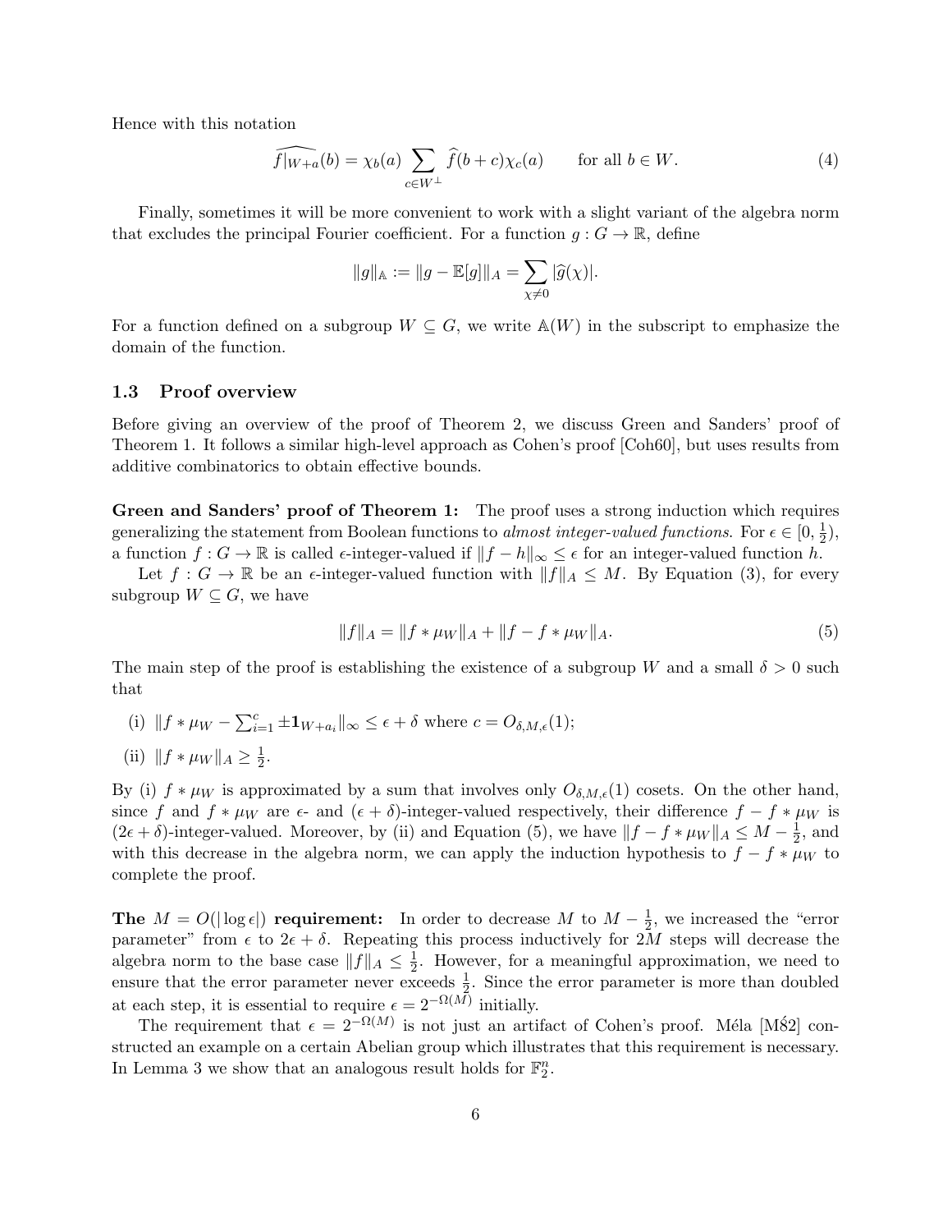Hence with this notation

$$\widehat{f|_{W+a}}(b) = \chi_b(a) \sum_{c \in W^\perp} \widehat{f}(b+c)\chi_c(a) \qquad \text{for all } b \in W. \tag{4}$$

Finally, sometimes it will be more convenient to work with a slight variant of the algebra norm that excludes the principal Fourier coefficient. For a function $g : G \to \mathbb{R}$, define

$$\|g\|_{\mathbb{A}} := \|g - \mathbb{E}[g]\|_A = \sum_{\chi \neq 0} |\widehat{g}(\chi)|.$$

For a function defined on a subgroup $W \subseteq G$, we write $\mathbb{A}(W)$ in the subscript to emphasize the domain of the function.

### 1.3 Proof overview

Before giving an overview of the proof of Theorem 2, we discuss Green and Sanders' proof of Theorem 1. It follows a similar high-level approach as Cohen's proof [Coh60], but uses results from additive combinatorics to obtain effective bounds.

**Green and Sanders' proof of Theorem 1:** The proof uses a strong induction which requires generalizing the statement from Boolean functions to *almost integer-valued functions*. For $\epsilon \in [0, \frac{1}{2})$, a function $f : G \to \mathbb{R}$ is called $\epsilon$-integer-valued if $\|f - h\|_\infty \leq \epsilon$ for an integer-valued function $h$.

Let $f : G \to \mathbb{R}$ be an $\epsilon$-integer-valued function with $\|f\|_A \leq M$. By Equation (3), for every subgroup $W \subseteq G$, we have

$$\|f\|_A = \|f * \mu_W\|_A + \|f - f * \mu_W\|_A. \tag{5}$$

The main step of the proof is establishing the existence of a subgroup $W$ and a small $\delta > 0$ such that

(i) $\|f * \mu_W - \sum_{i=1}^{c} \pm \mathbf{1}_{W+a_i}\|_\infty \leq \epsilon + \delta$ where $c = O_{\delta,M,\epsilon}(1)$;

(ii) $\|f * \mu_W\|_A \geq \frac{1}{2}$.

By (i) $f * \mu_W$ is approximated by a sum that involves only $O_{\delta,M,\epsilon}(1)$ cosets. On the other hand, since $f$ and $f * \mu_W$ are $\epsilon$- and $(\epsilon + \delta)$-integer-valued respectively, their difference $f - f * \mu_W$ is $(2\epsilon + \delta)$-integer-valued. Moreover, by (ii) and Equation (5), we have $\|f - f * \mu_W\|_A \leq M - \frac{1}{2}$, and with this decrease in the algebra norm, we can apply the induction hypothesis to $f - f * \mu_W$ to complete the proof.

**The $M = O(|\log \epsilon|)$ requirement:** In order to decrease $M$ to $M - \frac{1}{2}$, we increased the "error parameter" from $\epsilon$ to $2\epsilon + \delta$. Repeating this process inductively for $2M$ steps will decrease the algebra norm to the base case $\|f\|_A \leq \frac{1}{2}$. However, for a meaningful approximation, we need to ensure that the error parameter never exceeds $\frac{1}{2}$. Since the error parameter is more than doubled at each step, it is essential to require $\epsilon = 2^{-\Omega(M)}$ initially.

The requirement that $\epsilon = 2^{-\Omega(M)}$ is not just an artifact of Cohen's proof. Méla [Mé82] constructed an example on a certain Abelian group which illustrates that this requirement is necessary. In Lemma 3 we show that an analogous result holds for $\mathbb{F}_2^n$.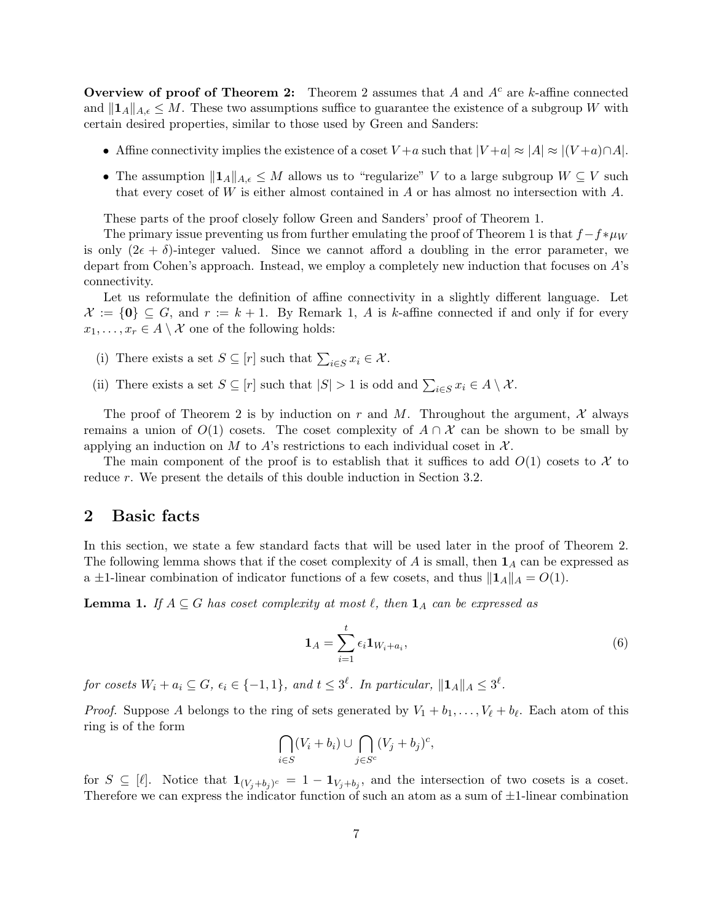**Overview of proof of Theorem 2:** Theorem 2 assumes that $A$ and $A^c$ are $k$-affine connected and $\|\mathbf{1}_A\|_{A,\epsilon} \leq M$. These two assumptions suffice to guarantee the existence of a subgroup $W$ with certain desired properties, similar to those used by Green and Sanders:

- Affine connectivity implies the existence of a coset $V+a$ such that $|V+a| \approx |A| \approx |(V+a) \cap A|$.
- The assumption $\|\mathbf{1}_A\|_{A,\epsilon} \leq M$ allows us to "regularize" $V$ to a large subgroup $W \subseteq V$ such that every coset of $W$ is either almost contained in $A$ or has almost no intersection with $A$.

These parts of the proof closely follow Green and Sanders' proof of Theorem 1.

The primary issue preventing us from further emulating the proof of Theorem 1 is that $f - f * \mu_W$ is only $(2\epsilon + \delta)$-integer valued. Since we cannot afford a doubling in the error parameter, we depart from Cohen's approach. Instead, we employ a completely new induction that focuses on $A$'s connectivity.

Let us reformulate the definition of affine connectivity in a slightly different language. Let $\mathcal{X} := \{\mathbf{0}\} \subseteq G$, and $r := k+1$. By Remark 1, $A$ is $k$-affine connected if and only if for every $x_1, \ldots, x_r \in A \setminus \mathcal{X}$ one of the following holds:

(i) There exists a set $S \subseteq [r]$ such that $\sum_{i \in S} x_i \in \mathcal{X}$.

(ii) There exists a set $S \subseteq [r]$ such that $|S| > 1$ is odd and $\sum_{i \in S} x_i \in A \setminus \mathcal{X}$.

The proof of Theorem 2 is by induction on $r$ and $M$. Throughout the argument, $\mathcal{X}$ always remains a union of $O(1)$ cosets. The coset complexity of $A \cap \mathcal{X}$ can be shown to be small by applying an induction on $M$ to $A$'s restrictions to each individual coset in $\mathcal{X}$.

The main component of the proof is to establish that it suffices to add $O(1)$ cosets to $\mathcal{X}$ to reduce $r$. We present the details of this double induction in Section 3.2.

## 2 Basic facts

In this section, we state a few standard facts that will be used later in the proof of Theorem 2. The following lemma shows that if the coset complexity of $A$ is small, then $\mathbf{1}_A$ can be expressed as a $\pm 1$-linear combination of indicator functions of a few cosets, and thus $\|\mathbf{1}_A\|_A = O(1)$.

**Lemma 1.** *If $A \subseteq G$ has coset complexity at most $\ell$, then $\mathbf{1}_A$ can be expressed as*

$$\mathbf{1}_A = \sum_{i=1}^{t} \epsilon_i \mathbf{1}_{W_i + a_i}, \tag{6}$$

*for cosets $W_i + a_i \subseteq G$, $\epsilon_i \in \{-1, 1\}$, and $t \leq 3^\ell$. In particular, $\|\mathbf{1}_A\|_A \leq 3^\ell$.*

*Proof.* Suppose $A$ belongs to the ring of sets generated by $V_1 + b_1, \ldots, V_\ell + b_\ell$. Each atom of this ring is of the form

$$\bigcap_{i \in S} (V_i + b_i) \cup \bigcap_{j \in S^c} (V_j + b_j)^c,$$

for $S \subseteq [\ell]$. Notice that $\mathbf{1}_{(V_j+b_j)^c} = 1 - \mathbf{1}_{V_j + b_j}$, and the intersection of two cosets is a coset. Therefore we can express the indicator function of such an atom as a sum of $\pm 1$-linear combination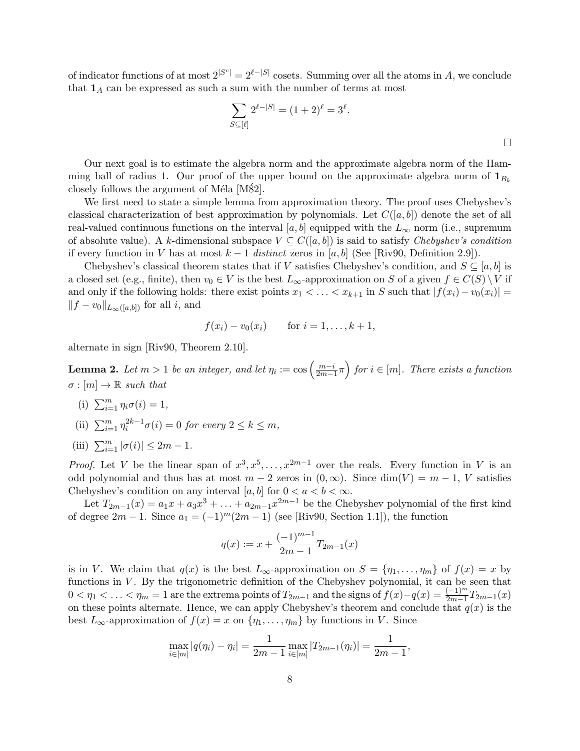of indicator functions of at most $2^{|S^c|} = 2^{\ell-|S|}$ cosets. Summing over all the atoms in $A$, we conclude that $\mathbf{1}_A$ can be expressed as such a sum with the number of terms at most

$$\sum_{S \subseteq [\ell]} 2^{\ell-|S|} = (1+2)^\ell = 3^\ell.$$

$\square$

Our next goal is to estimate the algebra norm and the approximate algebra norm of the Hamming ball of radius 1. Our proof of the upper bound on the approximate algebra norm of $\mathbf{1}_{B_k}$ closely follows the argument of Méla [MŚ2].

We first need to state a simple lemma from approximation theory. The proof uses Chebyshev's classical characterization of best approximation by polynomials. Let $C([a,b])$ denote the set of all real-valued continuous functions on the interval $[a,b]$ equipped with the $L_\infty$ norm (i.e., supremum of absolute value). A $k$-dimensional subspace $V \subseteq C([a,b])$ is said to satisfy *Chebyshev's condition* if every function in $V$ has at most $k-1$ *distinct* zeros in $[a,b]$ (See [Riv90, Definition 2.9]).

Chebyshev's classical theorem states that if $V$ satisfies Chebyshev's condition, and $S \subseteq [a,b]$ is a closed set (e.g., finite), then $v_0 \in V$ is the best $L_\infty$-approximation on $S$ of a given $f \in C(S) \setminus V$ if and only if the following holds: there exist points $x_1 < \ldots < x_{k+1}$ in $S$ such that $|f(x_i) - v_0(x_i)| = \|f - v_0\|_{L_\infty([a,b])}$ for all $i$, and

$$f(x_i) - v_0(x_i) \qquad \text{for } i = 1, \ldots, k+1,$$

alternate in sign [Riv90, Theorem 2.10].

**Lemma 2.** *Let $m > 1$ be an integer, and let $\eta_i := \cos\left(\frac{m-i}{2m-1}\pi\right)$ for $i \in [m]$. There exists a function $\sigma : [m] \to \mathbb{R}$ such that*

(i) $\sum_{i=1}^m \eta_i \sigma(i) = 1$,

(ii) $\sum_{i=1}^m \eta_i^{2k-1} \sigma(i) = 0$ *for every $2 \leq k \leq m$,*

(iii) $\sum_{i=1}^m |\sigma(i)| \leq 2m - 1$.

*Proof.* Let $V$ be the linear span of $x^3, x^5, \ldots, x^{2m-1}$ over the reals. Every function in $V$ is an odd polynomial and thus has at most $m-2$ zeros in $(0, \infty)$. Since $\dim(V) = m-1$, $V$ satisfies Chebyshev's condition on any interval $[a,b]$ for $0 < a < b < \infty$.

Let $T_{2m-1}(x) = a_1 x + a_3 x^3 + \ldots + a_{2m-1} x^{2m-1}$ be the Chebyshev polynomial of the first kind of degree $2m-1$. Since $a_1 = (-1)^m (2m-1)$ (see [Riv90, Section 1.1]), the function

$$q(x) := x + \frac{(-1)^{m-1}}{2m-1} T_{2m-1}(x)$$

is in $V$. We claim that $q(x)$ is the best $L_\infty$-approximation on $S = \{\eta_1, \ldots, \eta_m\}$ of $f(x) = x$ by functions in $V$. By the trigonometric definition of the Chebyshev polynomial, it can be seen that $0 < \eta_1 < \ldots < \eta_m = 1$ are the extrema points of $T_{2m-1}$ and the signs of $f(x) - q(x) = \frac{(-1)^m}{2m-1} T_{2m-1}(x)$ on these points alternate. Hence, we can apply Chebyshev's theorem and conclude that $q(x)$ is the best $L_\infty$-approximation of $f(x) = x$ on $\{\eta_1, \ldots, \eta_m\}$ by functions in $V$. Since

$$\max_{i \in [m]} |q(\eta_i) - \eta_i| = \frac{1}{2m-1} \max_{i \in [m]} |T_{2m-1}(\eta_i)| = \frac{1}{2m-1},$$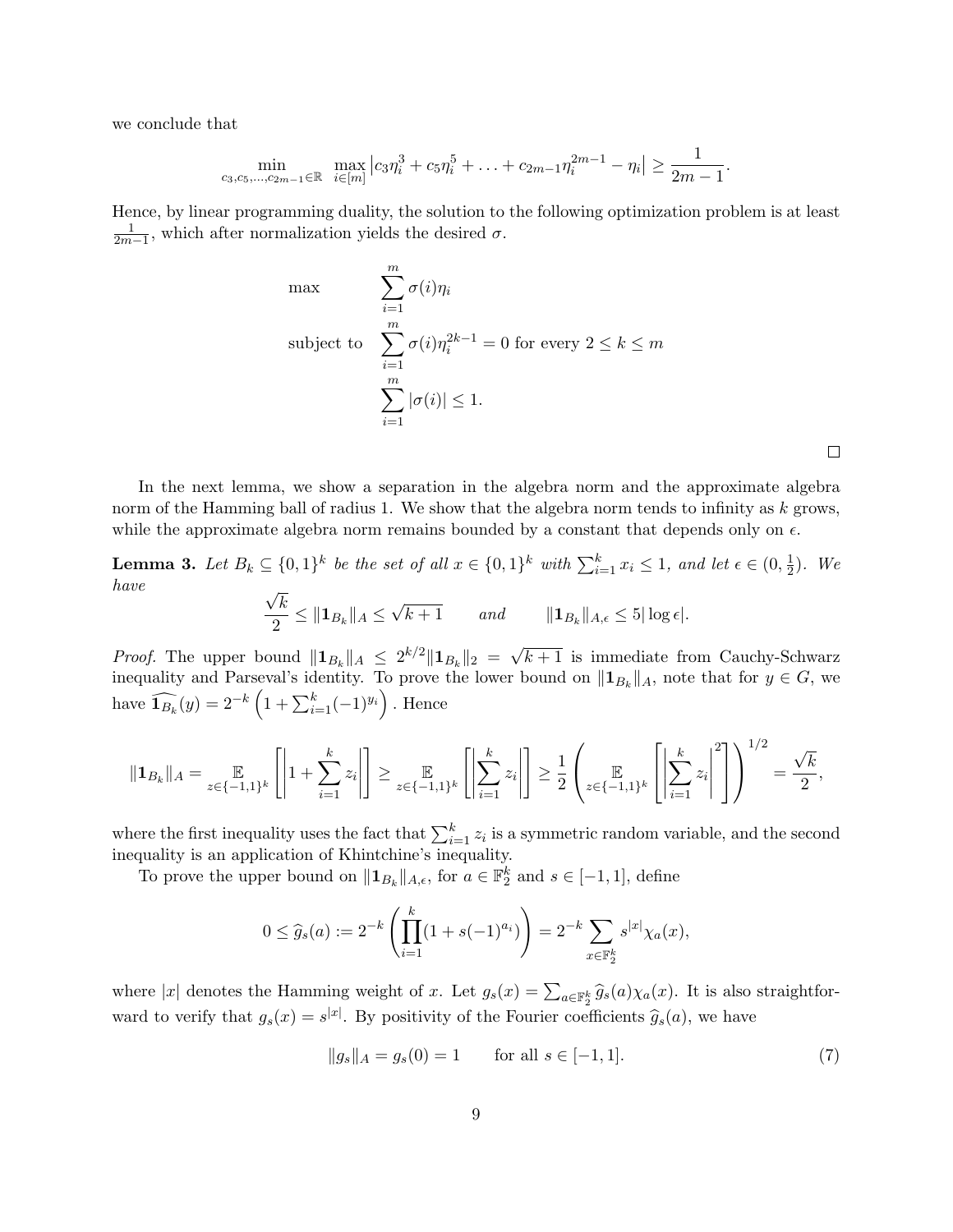we conclude that

$$\min_{c_3,c_5,\ldots,c_{2m-1}\in\mathbb{R}} \max_{i\in[m]} \left|c_3\eta_i^3 + c_5\eta_i^5 + \ldots + c_{2m-1}\eta_i^{2m-1} - \eta_i\right| \geq \frac{1}{2m-1}.$$

Hence, by linear programming duality, the solution to the following optimization problem is at least $\frac{1}{2m-1}$, which after normalization yields the desired $\sigma$.

$$\begin{aligned}
\max \quad & \sum_{i=1}^m \sigma(i)\eta_i \\
\text{subject to} \quad & \sum_{i=1}^m \sigma(i)\eta_i^{2k-1} = 0 \text{ for every } 2 \leq k \leq m \\
& \sum_{i=1}^m |\sigma(i)| \leq 1.
\end{aligned}$$

□

In the next lemma, we show a separation in the algebra norm and the approximate algebra norm of the Hamming ball of radius 1. We show that the algebra norm tends to infinity as $k$ grows, while the approximate algebra norm remains bounded by a constant that depends only on $\epsilon$.

**Lemma 3.** *Let $B_k \subseteq \{0,1\}^k$ be the set of all $x \in \{0,1\}^k$ with $\sum_{i=1}^k x_i \leq 1$, and let $\epsilon \in (0, \frac{1}{2})$. We have*

$$\frac{\sqrt{k}}{2} \leq \|\mathbf{1}_{B_k}\|_A \leq \sqrt{k+1} \qquad \textit{and} \qquad \|\mathbf{1}_{B_k}\|_{A,\epsilon} \leq 5|\log \epsilon|.$$

*Proof.* The upper bound $\|\mathbf{1}_{B_k}\|_A \leq 2^{k/2}\|\mathbf{1}_{B_k}\|_2 = \sqrt{k+1}$ is immediate from Cauchy-Schwarz inequality and Parseval's identity. To prove the lower bound on $\|\mathbf{1}_{B_k}\|_A$, note that for $y \in G$, we have $\widehat{\mathbf{1}_{B_k}}(y) = 2^{-k}\left(1 + \sum_{i=1}^k (-1)^{y_i}\right)$. Hence

$$\|\mathbf{1}_{B_k}\|_A = \mathop{\mathbb{E}}_{z\in\{-1,1\}^k}\left[\left|1 + \sum_{i=1}^k z_i\right|\right] \geq \mathop{\mathbb{E}}_{z\in\{-1,1\}^k}\left[\left|\sum_{i=1}^k z_i\right|\right] \geq \frac{1}{2}\left(\mathop{\mathbb{E}}_{z\in\{-1,1\}^k}\left[\left|\sum_{i=1}^k z_i\right|^2\right]\right)^{1/2} = \frac{\sqrt{k}}{2},$$

where the first inequality uses the fact that $\sum_{i=1}^k z_i$ is a symmetric random variable, and the second inequality is an application of Khintchine's inequality.

To prove the upper bound on $\|\mathbf{1}_{B_k}\|_{A,\epsilon}$, for $a \in \mathbb{F}_2^k$ and $s \in [-1,1]$, define

$$0 \leq \widehat{g}_s(a) := 2^{-k}\left(\prod_{i=1}^k (1 + s(-1)^{a_i})\right) = 2^{-k}\sum_{x\in\mathbb{F}_2^k} s^{|x|}\chi_a(x),$$

where $|x|$ denotes the Hamming weight of $x$. Let $g_s(x) = \sum_{a\in\mathbb{F}_2^k} \widehat{g}_s(a)\chi_a(x)$. It is also straightforward to verify that $g_s(x) = s^{|x|}$. By positivity of the Fourier coefficients $\widehat{g}_s(a)$, we have

$$\|g_s\|_A = g_s(0) = 1 \qquad \text{for all } s \in [-1,1]. \tag{7}$$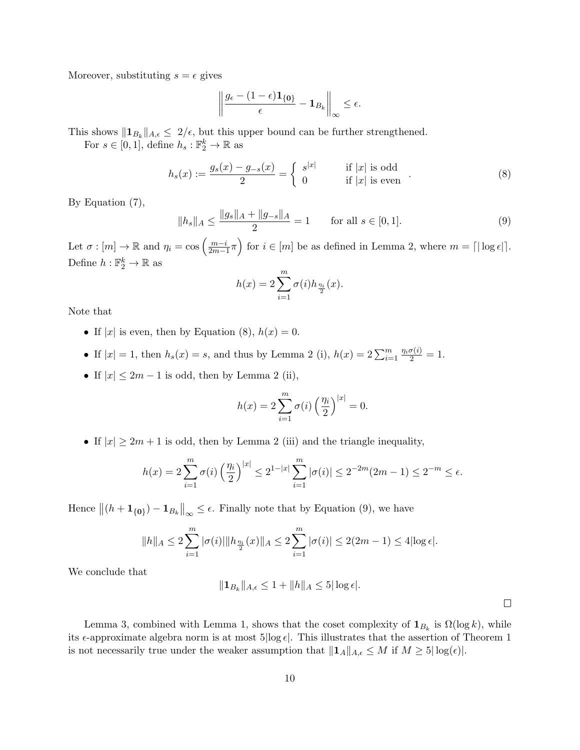Moreover, substituting $s = \epsilon$ gives

$$\left\| \frac{g_\epsilon - (1-\epsilon)\mathbf{1}_{\{\mathbf{0}\}}}{\epsilon} - \mathbf{1}_{B_k} \right\|_\infty \leq \epsilon.$$

This shows $\|\mathbf{1}_{B_k}\|_{A,\epsilon} \leq 2/\epsilon$, but this upper bound can be further strengthened.

For $s \in [0,1]$, define $h_s : \mathbb{F}_2^k \to \mathbb{R}$ as

$$h_s(x) := \frac{g_s(x) - g_{-s}(x)}{2} = \begin{cases} s^{|x|} & \text{if } |x| \text{ is odd} \\ 0 & \text{if } |x| \text{ is even} \end{cases}. \tag{8}$$

By Equation (7),

$$\|h_s\|_A \leq \frac{\|g_s\|_A + \|g_{-s}\|_A}{2} = 1 \qquad \text{for all } s \in [0,1]. \tag{9}$$

Let $\sigma : [m] \to \mathbb{R}$ and $\eta_i = \cos\left(\frac{m-i}{2m-1}\pi\right)$ for $i \in [m]$ be as defined in Lemma 2, where $m = \lceil |\log \epsilon| \rceil$. Define $h : \mathbb{F}_2^k \to \mathbb{R}$ as

$$h(x) = 2\sum_{i=1}^m \sigma(i) h_{\frac{\eta_i}{2}}(x).$$

Note that

- If $|x|$ is even, then by Equation (8), $h(x) = 0$.
- If $|x| = 1$, then $h_s(x) = s$, and thus by Lemma 2 (i), $h(x) = 2\sum_{i=1}^m \frac{\eta_i \sigma(i)}{2} = 1$.
- If $|x| \leq 2m-1$ is odd, then by Lemma 2 (ii),

$$h(x) = 2\sum_{i=1}^m \sigma(i)\left(\frac{\eta_i}{2}\right)^{|x|} = 0.$$

- If $|x| \geq 2m+1$ is odd, then by Lemma 2 (iii) and the triangle inequality,

$$h(x) = 2\sum_{i=1}^m \sigma(i)\left(\frac{\eta_i}{2}\right)^{|x|} \leq 2^{1-|x|}\sum_{i=1}^m |\sigma(i)| \leq 2^{-2m}(2m-1) \leq 2^{-m} \leq \epsilon.$$

Hence $\left\|(h + \mathbf{1}_{\{\mathbf{0}\}}) - \mathbf{1}_{B_k}\right\|_\infty \leq \epsilon$. Finally note that by Equation (9), we have

$$\|h\|_A \leq 2\sum_{i=1}^m |\sigma(i)| \|h_{\frac{\eta_i}{2}}(x)\|_A \leq 2\sum_{i=1}^m |\sigma(i)| \leq 2(2m-1) \leq 4|\log \epsilon|.$$

We conclude that

$$\|\mathbf{1}_{B_k}\|_{A,\epsilon} \leq 1 + \|h\|_A \leq 5|\log \epsilon|.$$

$\square$

Lemma 3, combined with Lemma 1, shows that the coset complexity of $\mathbf{1}_{B_k}$ is $\Omega(\log k)$, while its $\epsilon$-approximate algebra norm is at most $5|\log \epsilon|$. This illustrates that the assertion of Theorem 1 is not necessarily true under the weaker assumption that $\|\mathbf{1}_A\|_{A,\epsilon} \leq M$ if $M \geq 5|\log(\epsilon)|$.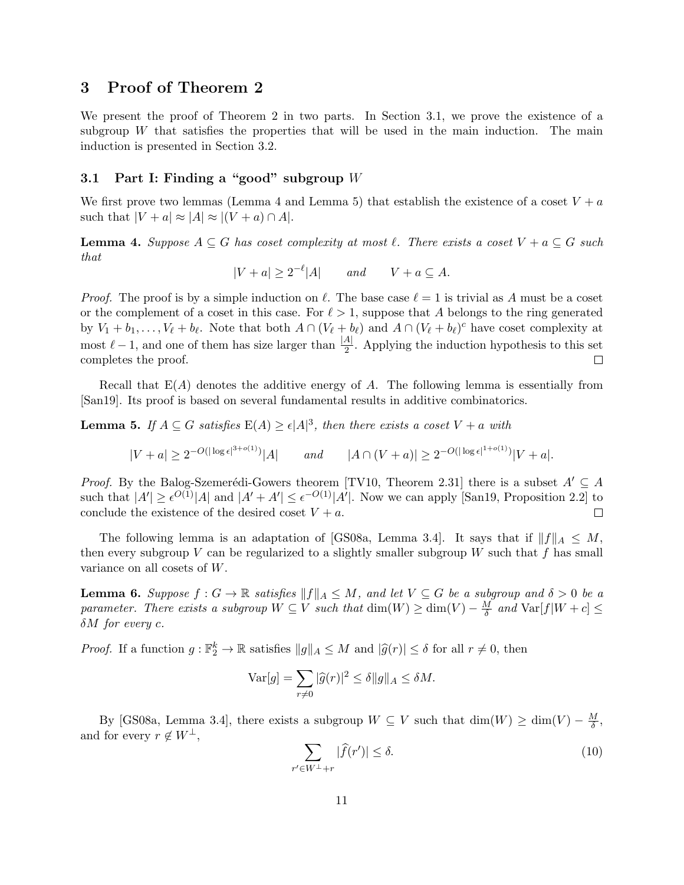## 3 Proof of Theorem 2

We present the proof of Theorem 2 in two parts. In Section 3.1, we prove the existence of a subgroup $W$ that satisfies the properties that will be used in the main induction. The main induction is presented in Section 3.2.

### 3.1 Part I: Finding a "good" subgroup $W$

We first prove two lemmas (Lemma 4 and Lemma 5) that establish the existence of a coset $V + a$ such that $|V + a| \approx |A| \approx |(V + a) \cap A|$.

**Lemma 4.** *Suppose $A \subseteq G$ has coset complexity at most $\ell$. There exists a coset $V + a \subseteq G$ such that*

$$|V + a| \geq 2^{-\ell}|A| \qquad \text{and} \qquad V + a \subseteq A.$$

*Proof.* The proof is by a simple induction on $\ell$. The base case $\ell = 1$ is trivial as $A$ must be a coset or the complement of a coset in this case. For $\ell > 1$, suppose that $A$ belongs to the ring generated by $V_1 + b_1, \ldots, V_\ell + b_\ell$. Note that both $A \cap (V_\ell + b_\ell)$ and $A \cap (V_\ell + b_\ell)^c$ have coset complexity at most $\ell - 1$, and one of them has size larger than $\frac{|A|}{2}$. Applying the induction hypothesis to this set completes the proof. $\square$

Recall that $\mathrm{E}(A)$ denotes the additive energy of $A$. The following lemma is essentially from [San19]. Its proof is based on several fundamental results in additive combinatorics.

**Lemma 5.** *If $A \subseteq G$ satisfies $\mathrm{E}(A) \geq \epsilon |A|^3$, then there exists a coset $V + a$ with*

$$|V + a| \geq 2^{-O(|\log \epsilon|^{3+o(1)})}|A| \qquad \text{and} \qquad |A \cap (V + a)| \geq 2^{-O(|\log \epsilon|^{1+o(1)})}|V + a|.$$

*Proof.* By the Balog-Szemerédi-Gowers theorem [TV10, Theorem 2.31] there is a subset $A' \subseteq A$ such that $|A'| \geq \epsilon^{O(1)}|A|$ and $|A' + A'| \leq \epsilon^{-O(1)}|A'|$. Now we can apply [San19, Proposition 2.2] to conclude the existence of the desired coset $V + a$. $\square$

The following lemma is an adaptation of [GS08a, Lemma 3.4]. It says that if $\|f\|_A \leq M$, then every subgroup $V$ can be regularized to a slightly smaller subgroup $W$ such that $f$ has small variance on all cosets of $W$.

**Lemma 6.** *Suppose $f : G \to \mathbb{R}$ satisfies $\|f\|_A \leq M$, and let $V \subseteq G$ be a subgroup and $\delta > 0$ be a parameter. There exists a subgroup $W \subseteq V$ such that $\dim(W) \geq \dim(V) - \frac{M}{\delta}$ and $\mathrm{Var}[f|W + c] \leq \delta M$ for every $c$.*

*Proof.* If a function $g : \mathbb{F}_2^k \to \mathbb{R}$ satisfies $\|g\|_A \leq M$ and $|\widehat{g}(r)| \leq \delta$ for all $r \neq 0$, then

$$\mathrm{Var}[g] = \sum_{r \neq 0} |\widehat{g}(r)|^2 \leq \delta \|g\|_A \leq \delta M.$$

By [GS08a, Lemma 3.4], there exists a subgroup $W \subseteq V$ such that $\dim(W) \geq \dim(V) - \frac{M}{\delta}$, and for every $r \notin W^\perp$,

$$\sum_{r' \in W^\perp + r} |\widehat{f}(r')| \leq \delta. \tag{10}$$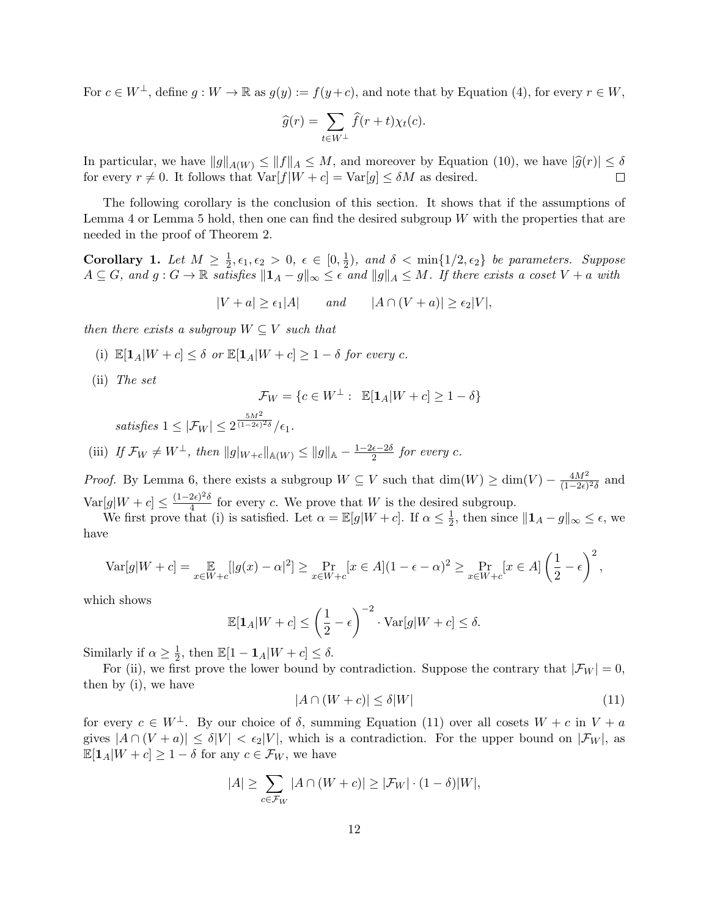For $c \in W^{\perp}$, define $g : W \to \mathbb{R}$ as $g(y) := f(y+c)$, and note that by Equation (4), for every $r \in W$,

$$\widehat{g}(r) = \sum_{t \in W^{\perp}} \widehat{f}(r+t)\chi_t(c).$$

In particular, we have $\|g\|_{A(W)} \leq \|f\|_A \leq M$, and moreover by Equation (10), we have $|\widehat{g}(r)| \leq \delta$ for every $r \neq 0$. It follows that $\mathrm{Var}[f|W+c] = \mathrm{Var}[g] \leq \delta M$ as desired. $\square$

The following corollary is the conclusion of this section. It shows that if the assumptions of Lemma 4 or Lemma 5 hold, then one can find the desired subgroup $W$ with the properties that are needed in the proof of Theorem 2.

**Corollary 1.** *Let $M \geq \frac{1}{2}, \epsilon_1, \epsilon_2 > 0$, $\epsilon \in [0, \frac{1}{2})$, and $\delta < \min\{1/2, \epsilon_2\}$ be parameters. Suppose $A \subseteq G$, and $g : G \to \mathbb{R}$ satisfies $\|\mathbf{1}_A - g\|_\infty \leq \epsilon$ and $\|g\|_A \leq M$. If there exists a coset $V + a$ with*

$$|V + a| \geq \epsilon_1 |A| \qquad \text{and} \qquad |A \cap (V+a)| \geq \epsilon_2 |V|,$$

*then there exists a subgroup $W \subseteq V$ such that*

- (i) *$\mathbb{E}[\mathbf{1}_A | W + c] \leq \delta$ or $\mathbb{E}[\mathbf{1}_A | W+c] \geq 1 - \delta$ for every $c$.*
- (ii) *The set*
$$\mathcal{F}_W = \{c \in W^{\perp} : \ \mathbb{E}[\mathbf{1}_A | W + c] \geq 1 - \delta\}$$
*satisfies $1 \leq |\mathcal{F}_W| \leq 2^{\frac{5M^2}{(1-2\epsilon)^2\delta}}/\epsilon_1$.*
- (iii) *If $\mathcal{F}_W \neq W^{\perp}$, then $\|g|_{W+c}\|_{\mathbb{A}(W)} \leq \|g\|_{\mathbb{A}} - \frac{1-2\epsilon-2\delta}{2}$ for every $c$.*

*Proof.* By Lemma 6, there exists a subgroup $W \subseteq V$ such that $\dim(W) \geq \dim(V) - \frac{4M^2}{(1-2\epsilon)^2\delta}$ and $\mathrm{Var}[g|W+c] \leq \frac{(1-2\epsilon)^2\delta}{4}$ for every $c$. We prove that $W$ is the desired subgroup.

We first prove that (i) is satisfied. Let $\alpha = \mathbb{E}[g|W+c]$. If $\alpha \leq \frac{1}{2}$, then since $\|\mathbf{1}_A - g\|_\infty \leq \epsilon$, we have

$$\mathrm{Var}[g|W+c] = \mathop{\mathbb{E}}_{x \in W+c}[|g(x) - \alpha|^2] \geq \Pr_{x \in W+c}[x \in A](1 - \epsilon - \alpha)^2 \geq \Pr_{x \in W+c}[x \in A]\left(\frac{1}{2} - \epsilon\right)^2,$$

which shows

$$\mathbb{E}[\mathbf{1}_A|W+c] \leq \left(\frac{1}{2} - \epsilon\right)^{-2} \cdot \mathrm{Var}[g|W+c] \leq \delta.$$

Similarly if $\alpha \geq \frac{1}{2}$, then $\mathbb{E}[1 - \mathbf{1}_A | W + c] \leq \delta$.

For (ii), we first prove the lower bound by contradiction. Suppose the contrary that $|\mathcal{F}_W| = 0$, then by (i), we have

$$|A \cap (W + c)| \leq \delta |W| \tag{11}$$

for every $c \in W^{\perp}$. By our choice of $\delta$, summing Equation (11) over all cosets $W + c$ in $V + a$ gives $|A \cap (V+a)| \leq \delta|V| < \epsilon_2|V|$, which is a contradiction. For the upper bound on $|\mathcal{F}_W|$, as $\mathbb{E}[\mathbf{1}_A|W+c] \geq 1-\delta$ for any $c \in \mathcal{F}_W$, we have

$$|A| \geq \sum_{c \in \mathcal{F}_W} |A \cap (W+c)| \geq |\mathcal{F}_W| \cdot (1-\delta)|W|,$$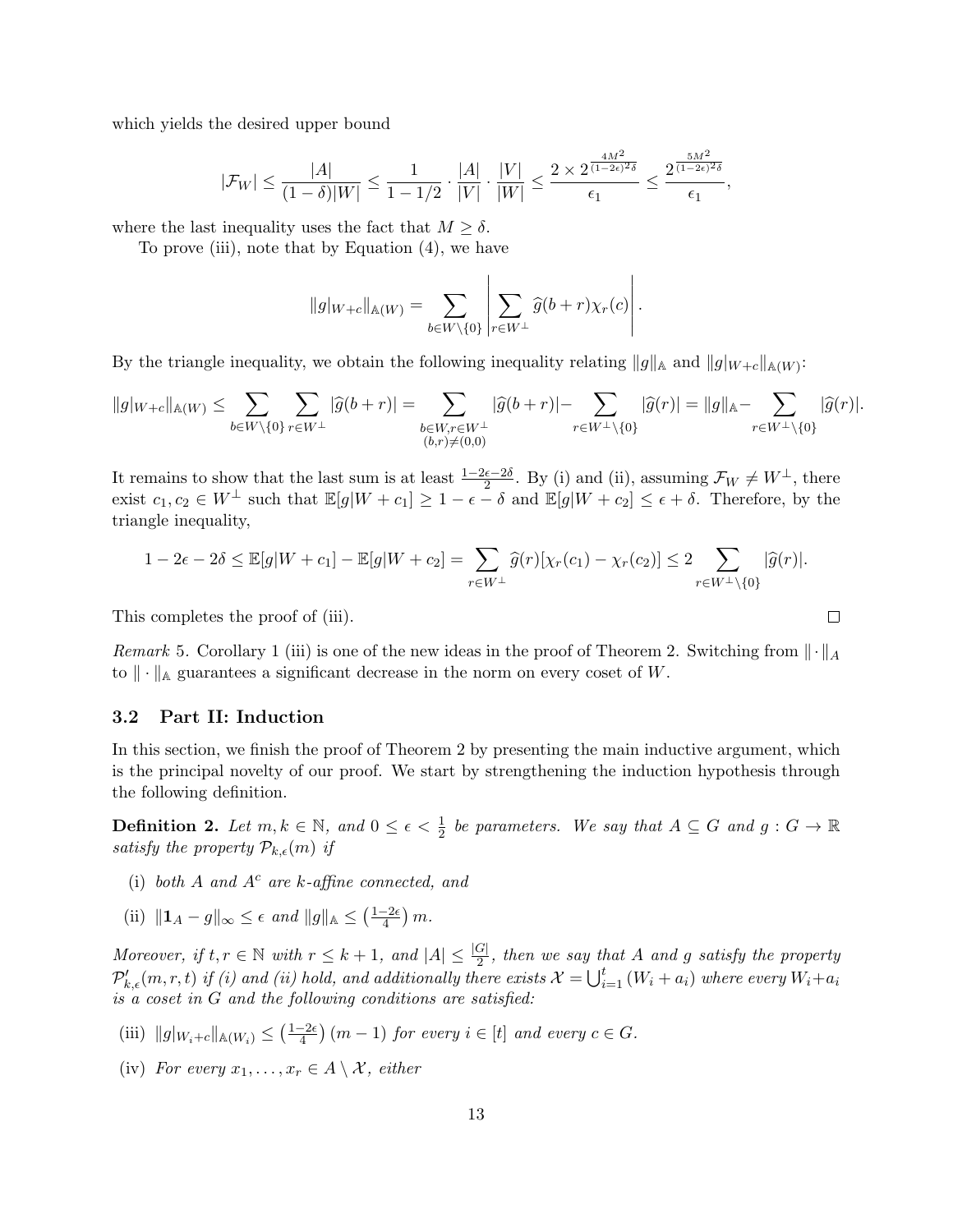which yields the desired upper bound

$$|\mathcal{F}_W| \le \frac{|A|}{(1-\delta)|W|} \le \frac{1}{1-1/2} \cdot \frac{|A|}{|V|} \cdot \frac{|V|}{|W|} \le \frac{2 \times 2^{\frac{4M^2}{(1-2\epsilon)^2\delta}}}{\epsilon_1} \le \frac{2^{\frac{5M^2}{(1-2\epsilon)^2\delta}}}{\epsilon_1},$$

where the last inequality uses the fact that $M \ge \delta$.

To prove (iii), note that by Equation (4), we have

$$\|g|_{W+c}\|_{\mathbb{A}(W)} = \sum_{b \in W \setminus \{0\}} \left| \sum_{r \in W^\perp} \widehat{g}(b+r)\chi_r(c) \right|.$$

By the triangle inequality, we obtain the following inequality relating $\|g\|_{\mathbb{A}}$ and $\|g|_{W+c}\|_{\mathbb{A}(W)}$:

$$\|g|_{W+c}\|_{\mathbb{A}(W)} \le \sum_{b \in W \setminus \{0\}} \sum_{r \in W^\perp} |\widehat{g}(b+r)| = \sum_{\substack{b \in W, r \in W^\perp \\ (b,r) \neq (0,0)}} |\widehat{g}(b+r)| - \sum_{r \in W^\perp \setminus \{0\}} |\widehat{g}(r)| = \|g\|_{\mathbb{A}} - \sum_{r \in W^\perp \setminus \{0\}} |\widehat{g}(r)|.$$

It remains to show that the last sum is at least $\frac{1-2\epsilon-2\delta}{2}$. By (i) and (ii), assuming $\mathcal{F}_W \neq W^\perp$, there exist $c_1, c_2 \in W^\perp$ such that $\mathbb{E}[g|W+c_1] \ge 1-\epsilon-\delta$ and $\mathbb{E}[g|W+c_2] \le \epsilon+\delta$. Therefore, by the triangle inequality,

$$1-2\epsilon-2\delta \le \mathbb{E}[g|W+c_1] - \mathbb{E}[g|W+c_2] = \sum_{r \in W^\perp} \widehat{g}(r)[\chi_r(c_1) - \chi_r(c_2)] \le 2 \sum_{r \in W^\perp \setminus \{0\}} |\widehat{g}(r)|.$$

This completes the proof of (iii). $\square$

*Remark* 5. Corollary 1 (iii) is one of the new ideas in the proof of Theorem 2. Switching from $\|\cdot\|_A$ to $\|\cdot\|_{\mathbb{A}}$ guarantees a significant decrease in the norm on every coset of $W$.

### 3.2 Part II: Induction

In this section, we finish the proof of Theorem 2 by presenting the main inductive argument, which is the principal novelty of our proof. We start by strengthening the induction hypothesis through the following definition.

**Definition 2.** *Let $m, k \in \mathbb{N}$, and $0 \le \epsilon < \frac{1}{2}$ be parameters. We say that $A \subseteq G$ and $g : G \to \mathbb{R}$ satisfy the property $\mathcal{P}_{k,\epsilon}(m)$ if*

- (i) *both $A$ and $A^c$ are $k$-affine connected, and*
- (ii) *$\|\mathbf{1}_A - g\|_\infty \le \epsilon$ and $\|g\|_{\mathbb{A}} \le \left(\frac{1-2\epsilon}{4}\right) m$.*

*Moreover, if $t, r \in \mathbb{N}$ with $r \le k+1$, and $|A| \le \frac{|G|}{2}$, then we say that $A$ and $g$ satisfy the property $\mathcal{P}'_{k,\epsilon}(m,r,t)$ if (i) and (ii) hold, and additionally there exists $\mathcal{X} = \bigcup_{i=1}^{t} (W_i + a_i)$ where every $W_i + a_i$ is a coset in $G$ and the following conditions are satisfied:*

- (iii) *$\|g|_{W_i+c}\|_{\mathbb{A}(W_i)} \le \left(\frac{1-2\epsilon}{4}\right)(m-1)$ for every $i \in [t]$ and every $c \in G$.*
- (iv) *For every $x_1, \ldots, x_r \in A \setminus \mathcal{X}$, either*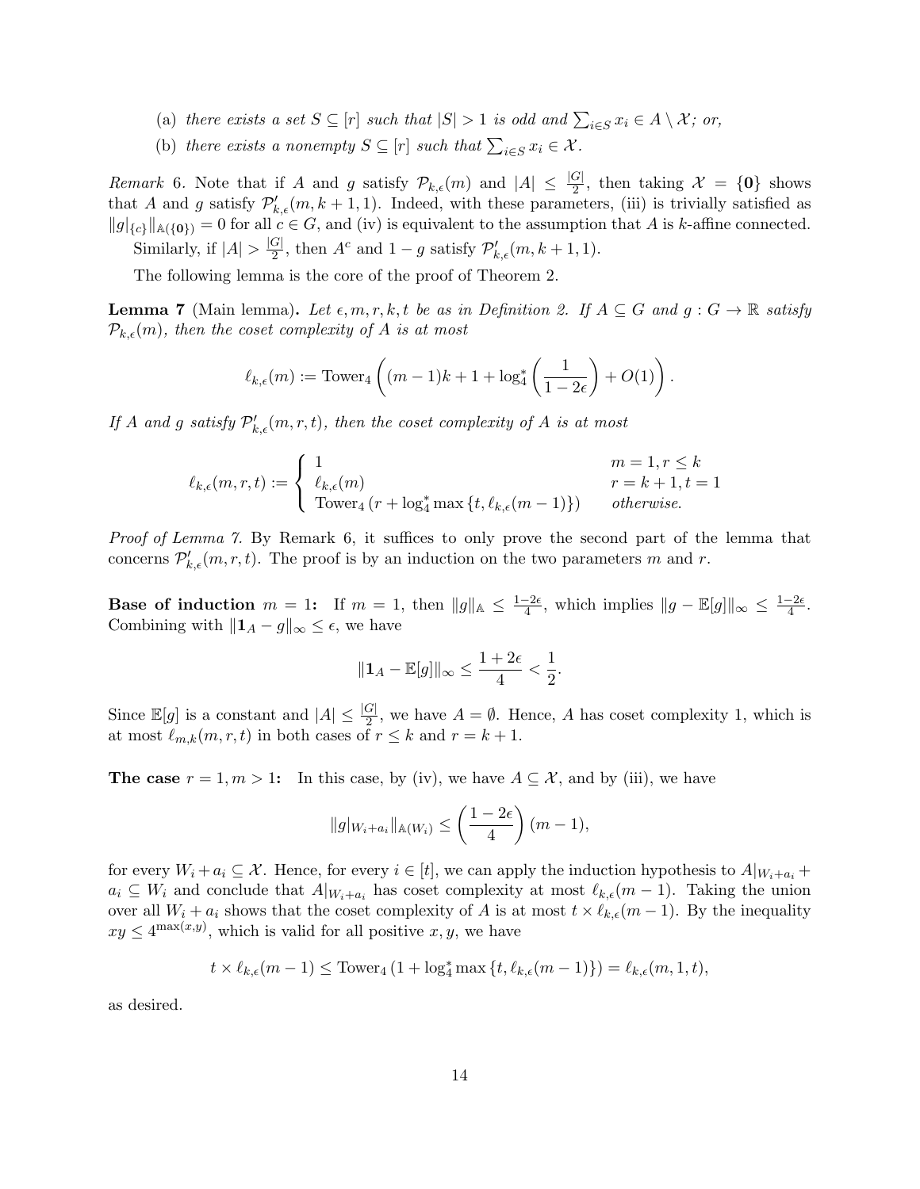(a) *there exists a set* $S \subseteq [r]$ *such that* $|S| > 1$ *is odd and* $\sum_{i \in S} x_i \in A \setminus \mathcal{X}$*; or,*

(b) *there exists a nonempty* $S \subseteq [r]$ *such that* $\sum_{i \in S} x_i \in \mathcal{X}$.

*Remark* 6. Note that if $A$ and $g$ satisfy $\mathcal{P}_{k,\epsilon}(m)$ and $|A| \leq \frac{|G|}{2}$, then taking $\mathcal{X} = \{\mathbf{0}\}$ shows that $A$ and $g$ satisfy $\mathcal{P}'_{k,\epsilon}(m, k+1, 1)$. Indeed, with these parameters, (iii) is trivially satisfied as $\|g|_{\{c\}}\|_{\mathbb{A}(\{\mathbf{0}\})} = 0$ for all $c \in G$, and (iv) is equivalent to the assumption that $A$ is $k$-affine connected.

Similarly, if $|A| > \frac{|G|}{2}$, then $A^c$ and $1 - g$ satisfy $\mathcal{P}'_{k,\epsilon}(m, k+1, 1)$.

The following lemma is the core of the proof of Theorem 2.

**Lemma 7** (Main lemma)**.** *Let* $\epsilon, m, r, k, t$ *be as in Definition 2. If* $A \subseteq G$ *and* $g : G \to \mathbb{R}$ *satisfy* $\mathcal{P}_{k,\epsilon}(m)$*, then the coset complexity of* $A$ *is at most*

$$\ell_{k,\epsilon}(m) := \mathrm{Tower}_4\left((m-1)k + 1 + \log_4^*\left(\frac{1}{1-2\epsilon}\right) + O(1)\right).$$

*If* $A$ *and* $g$ *satisfy* $\mathcal{P}'_{k,\epsilon}(m, r, t)$*, then the coset complexity of* $A$ *is at most*

$$\ell_{k,\epsilon}(m, r, t) := \begin{cases} 1 & m = 1, r \leq k \\ \ell_{k,\epsilon}(m) & r = k+1, t = 1 \\ \mathrm{Tower}_4\left(r + \log_4^* \max\{t, \ell_{k,\epsilon}(m-1)\}\right) & \textit{otherwise.} \end{cases}$$

*Proof of Lemma 7.* By Remark 6, it suffices to only prove the second part of the lemma that concerns $\mathcal{P}'_{k,\epsilon}(m, r, t)$. The proof is by an induction on the two parameters $m$ and $r$.

**Base of induction $m = 1$:** If $m = 1$, then $\|g\|_{\mathbb{A}} \leq \frac{1-2\epsilon}{4}$, which implies $\|g - \mathbb{E}[g]\|_\infty \leq \frac{1-2\epsilon}{4}$. Combining with $\|\mathbf{1}_A - g\|_\infty \leq \epsilon$, we have

$$\|\mathbf{1}_A - \mathbb{E}[g]\|_\infty \leq \frac{1+2\epsilon}{4} < \frac{1}{2}.$$

Since $\mathbb{E}[g]$ is a constant and $|A| \leq \frac{|G|}{2}$, we have $A = \emptyset$. Hence, $A$ has coset complexity 1, which is at most $\ell_{m,k}(m, r, t)$ in both cases of $r \leq k$ and $r = k+1$.

**The case $r = 1, m > 1$:** In this case, by (iv), we have $A \subseteq \mathcal{X}$, and by (iii), we have

$$\|g|_{W_i + a_i}\|_{\mathbb{A}(W_i)} \leq \left(\frac{1-2\epsilon}{4}\right)(m-1),$$

for every $W_i + a_i \subseteq \mathcal{X}$. Hence, for every $i \in [t]$, we can apply the induction hypothesis to $A|_{W_i + a_i} + a_i \subseteq W_i$ and conclude that $A|_{W_i + a_i}$ has coset complexity at most $\ell_{k,\epsilon}(m-1)$. Taking the union over all $W_i + a_i$ shows that the coset complexity of $A$ is at most $t \times \ell_{k,\epsilon}(m-1)$. By the inequality $xy \leq 4^{\max(x,y)}$, which is valid for all positive $x, y$, we have

$$t \times \ell_{k,\epsilon}(m-1) \leq \mathrm{Tower}_4\left(1 + \log_4^* \max\{t, \ell_{k,\epsilon}(m-1)\}\right) = \ell_{k,\epsilon}(m, 1, t),$$

as desired.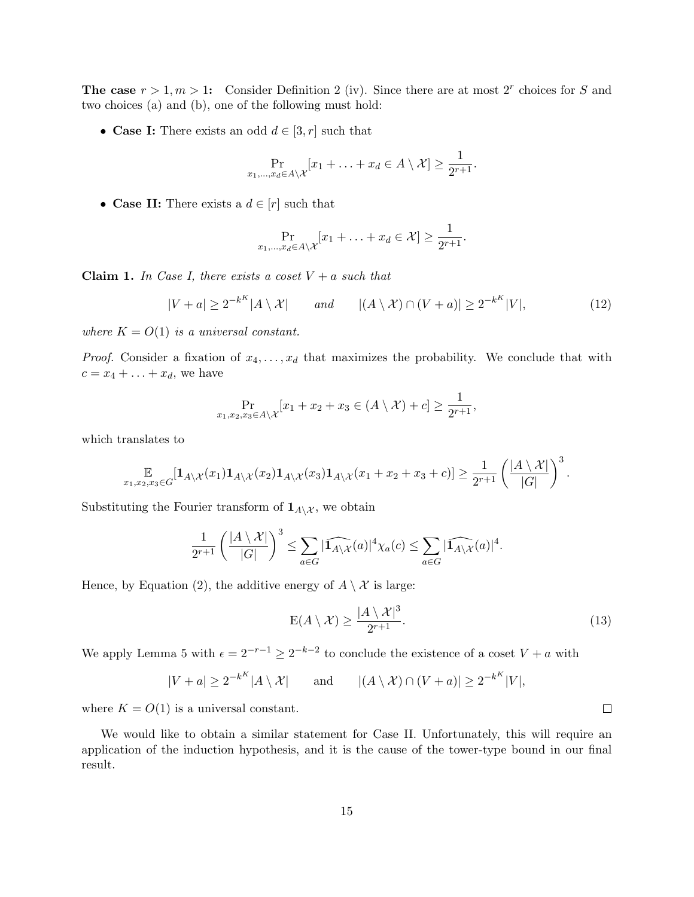**The case $r > 1, m > 1$:** Consider Definition 2 (iv). Since there are at most $2^r$ choices for $S$ and two choices (a) and (b), one of the following must hold:

- **Case I:** There exists an odd $d \in [3, r]$ such that

$$\Pr_{x_1,\ldots,x_d \in A\setminus\mathcal{X}}[x_1 + \ldots + x_d \in A \setminus \mathcal{X}] \geq \frac{1}{2^{r+1}}.$$

- **Case II:** There exists a $d \in [r]$ such that

$$\Pr_{x_1,\ldots,x_d \in A\setminus\mathcal{X}}[x_1 + \ldots + x_d \in \mathcal{X}] \geq \frac{1}{2^{r+1}}.$$

**Claim 1.** *In Case I, there exists a coset $V + a$ such that*

$$|V + a| \geq 2^{-k^K}|A \setminus \mathcal{X}| \qquad \text{and} \qquad |(A \setminus \mathcal{X}) \cap (V + a)| \geq 2^{-k^K}|V|, \tag{12}$$

*where $K = O(1)$ is a universal constant.*

*Proof.* Consider a fixation of $x_4, \ldots, x_d$ that maximizes the probability. We conclude that with $c = x_4 + \ldots + x_d$, we have

$$\Pr_{x_1,x_2,x_3 \in A\setminus\mathcal{X}}[x_1 + x_2 + x_3 \in (A \setminus \mathcal{X}) + c] \geq \frac{1}{2^{r+1}},$$

which translates to

$$\mathop{\mathbb{E}}_{x_1,x_2,x_3 \in G}[\mathbf{1}_{A\setminus\mathcal{X}}(x_1)\mathbf{1}_{A\setminus\mathcal{X}}(x_2)\mathbf{1}_{A\setminus\mathcal{X}}(x_3)\mathbf{1}_{A\setminus\mathcal{X}}(x_1 + x_2 + x_3 + c)] \geq \frac{1}{2^{r+1}}\left(\frac{|A \setminus \mathcal{X}|}{|G|}\right)^3.$$

Substituting the Fourier transform of $\mathbf{1}_{A\setminus\mathcal{X}}$, we obtain

$$\frac{1}{2^{r+1}}\left(\frac{|A \setminus \mathcal{X}|}{|G|}\right)^3 \leq \sum_{a \in G} |\widehat{\mathbf{1}_{A\setminus\mathcal{X}}}(a)|^4 \chi_a(c) \leq \sum_{a \in G} |\widehat{\mathbf{1}_{A\setminus\mathcal{X}}}(a)|^4.$$

Hence, by Equation (2), the additive energy of $A \setminus \mathcal{X}$ is large:

$$\mathrm{E}(A \setminus \mathcal{X}) \geq \frac{|A \setminus \mathcal{X}|^3}{2^{r+1}}. \tag{13}$$

We apply Lemma 5 with $\epsilon = 2^{-r-1} \geq 2^{-k-2}$ to conclude the existence of a coset $V + a$ with

$$|V + a| \geq 2^{-k^K}|A \setminus \mathcal{X}| \qquad \text{and} \qquad |(A \setminus \mathcal{X}) \cap (V + a)| \geq 2^{-k^K}|V|,$$

where $K = O(1)$ is a universal constant. ∎

We would like to obtain a similar statement for Case II. Unfortunately, this will require an application of the induction hypothesis, and it is the cause of the tower-type bound in our final result.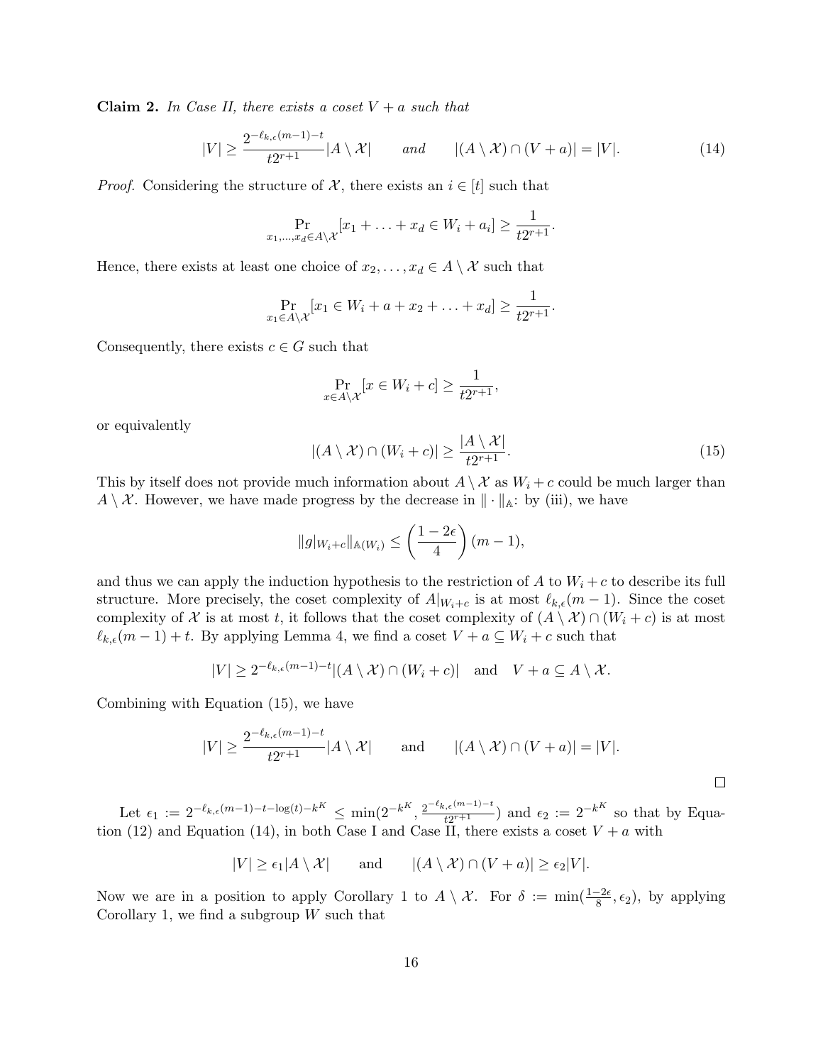**Claim 2.** *In Case II, there exists a coset $V + a$ such that*

$$|V| \geq \frac{2^{-\ell_{k,\epsilon}(m-1)-t}}{t2^{r+1}}|A \setminus \mathcal{X}| \qquad \textit{and} \qquad |(A \setminus \mathcal{X}) \cap (V + a)| = |V|. \tag{14}$$

*Proof.* Considering the structure of $\mathcal{X}$, there exists an $i \in [t]$ such that

$$\Pr_{x_1,\ldots,x_d \in A \setminus \mathcal{X}}[x_1 + \ldots + x_d \in W_i + a_i] \geq \frac{1}{t2^{r+1}}.$$

Hence, there exists at least one choice of $x_2, \ldots, x_d \in A \setminus \mathcal{X}$ such that

$$\Pr_{x_1 \in A \setminus \mathcal{X}}[x_1 \in W_i + a + x_2 + \ldots + x_d] \geq \frac{1}{t2^{r+1}}.$$

Consequently, there exists $c \in G$ such that

$$\Pr_{x \in A \setminus \mathcal{X}}[x \in W_i + c] \geq \frac{1}{t2^{r+1}},$$

or equivalently

$$|(A \setminus \mathcal{X}) \cap (W_i + c)| \geq \frac{|A \setminus \mathcal{X}|}{t2^{r+1}}. \tag{15}$$

This by itself does not provide much information about $A \setminus \mathcal{X}$ as $W_i + c$ could be much larger than $A \setminus \mathcal{X}$. However, we have made progress by the decrease in $\| \cdot \|_{\mathbb{A}}$: by (iii), we have

$$\|g|_{W_i+c}\|_{\mathbb{A}(W_i)} \leq \left(\frac{1-2\epsilon}{4}\right)(m-1),$$

and thus we can apply the induction hypothesis to the restriction of $A$ to $W_i + c$ to describe its full structure. More precisely, the coset complexity of $A|_{W_i+c}$ is at most $\ell_{k,\epsilon}(m-1)$. Since the coset complexity of $\mathcal{X}$ is at most $t$, it follows that the coset complexity of $(A \setminus \mathcal{X}) \cap (W_i + c)$ is at most $\ell_{k,\epsilon}(m-1) + t$. By applying Lemma 4, we find a coset $V + a \subseteq W_i + c$ such that

$$|V| \geq 2^{-\ell_{k,\epsilon}(m-1)-t}|(A \setminus \mathcal{X}) \cap (W_i + c)| \quad \text{and} \quad V + a \subseteq A \setminus \mathcal{X}.$$

Combining with Equation (15), we have

$$|V| \geq \frac{2^{-\ell_{k,\epsilon}(m-1)-t}}{t2^{r+1}}|A \setminus \mathcal{X}| \qquad \text{and} \qquad |(A \setminus \mathcal{X}) \cap (V + a)| = |V|.$$

$\square$

Let $\epsilon_1 := 2^{-\ell_{k,\epsilon}(m-1)-t-\log(t)-k^K} \leq \min(2^{-k^K}, \frac{2^{-\ell_{k,\epsilon}(m-1)-t}}{t2^{r+1}})$ and $\epsilon_2 := 2^{-k^K}$ so that by Equation (12) and Equation (14), in both Case I and Case II, there exists a coset $V + a$ with

$$|V| \geq \epsilon_1 |A \setminus \mathcal{X}| \qquad \text{and} \qquad |(A \setminus \mathcal{X}) \cap (V + a)| \geq \epsilon_2 |V|.$$

Now we are in a position to apply Corollary 1 to $A \setminus \mathcal{X}$. For $\delta := \min(\frac{1-2\epsilon}{8}, \epsilon_2)$, by applying Corollary 1, we find a subgroup $W$ such that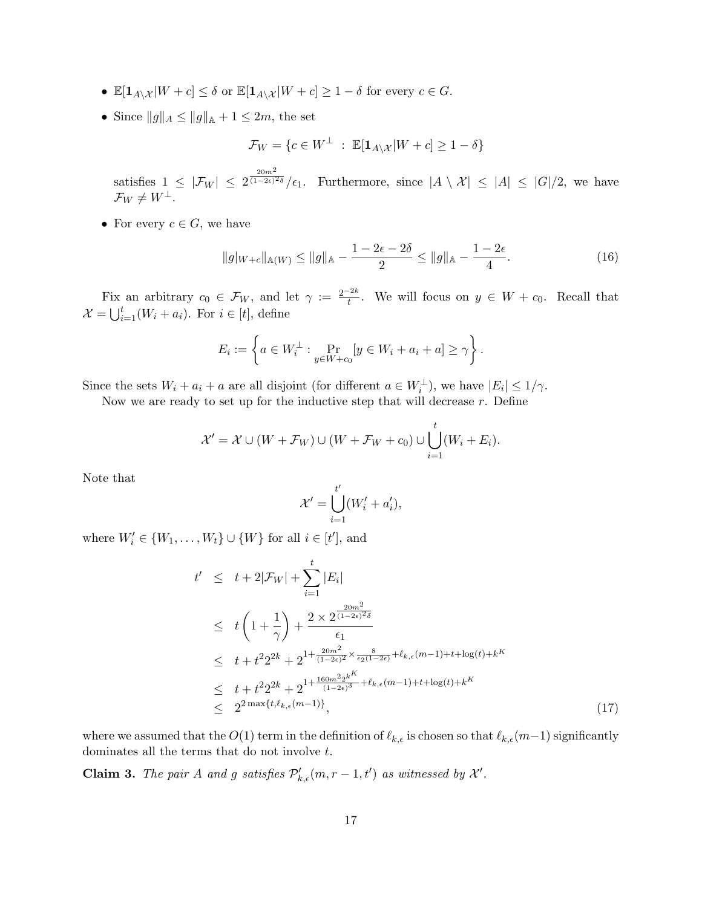- $\mathbb{E}[\mathbf{1}_{A\setminus\mathcal{X}}|W+c] \le \delta$ or $\mathbb{E}[\mathbf{1}_{A\setminus\mathcal{X}}|W+c] \ge 1-\delta$ for every $c \in G$.
- Since $\|g\|_A \le \|g\|_{\mathbb{A}} + 1 \le 2m$, the set

$$\mathcal{F}_W = \{c \in W^\perp \ : \ \mathbb{E}[\mathbf{1}_{A\setminus\mathcal{X}}|W+c] \ge 1-\delta\}$$

  satisfies $1 \le |\mathcal{F}_W| \le 2^{\frac{20m^2}{(1-2\epsilon)^2\delta}}/\epsilon_1$. Furthermore, since $|A \setminus \mathcal{X}| \le |A| \le |G|/2$, we have $\mathcal{F}_W \ne W^\perp$.

- For every $c \in G$, we have

$$\|g|_{W+c}\|_{\mathbb{A}(W)} \le \|g\|_{\mathbb{A}} - \frac{1-2\epsilon-2\delta}{2} \le \|g\|_{\mathbb{A}} - \frac{1-2\epsilon}{4}. \tag{16}$$

Fix an arbitrary $c_0 \in \mathcal{F}_W$, and let $\gamma := \frac{2^{-2k}}{t}$. We will focus on $y \in W + c_0$. Recall that $\mathcal{X} = \bigcup_{i=1}^t (W_i + a_i)$. For $i \in [t]$, define

$$E_i := \left\{ a \in W_i^\perp : \Pr_{y \in W+c_0}[y \in W_i + a_i + a] \ge \gamma \right\}.$$

Since the sets $W_i + a_i + a$ are all disjoint (for different $a \in W_i^\perp$), we have $|E_i| \le 1/\gamma$.

Now we are ready to set up for the inductive step that will decrease $r$. Define

$$\mathcal{X}' = \mathcal{X} \cup (W + \mathcal{F}_W) \cup (W + \mathcal{F}_W + c_0) \cup \bigcup_{i=1}^t (W_i + E_i).$$

Note that

$$\mathcal{X}' = \bigcup_{i=1}^{t'} (W_i' + a_i'),$$

where $W_i' \in \{W_1, \ldots, W_t\} \cup \{W\}$ for all $i \in [t']$, and

$$\begin{aligned}
t' &\le t + 2|\mathcal{F}_W| + \sum_{i=1}^t |E_i| \\
&\le t\left(1 + \frac{1}{\gamma}\right) + \frac{2 \times 2^{\frac{20m^2}{(1-2\epsilon)^2\delta}}}{\epsilon_1} \\
&\le t + t^2 2^{2k} + 2^{1 + \frac{20m^2}{(1-2\epsilon)^2} \times \frac{8}{\epsilon_2(1-2\epsilon)} + \ell_{k,\epsilon}(m-1) + t + \log(t) + k^K} \\
&\le t + t^2 2^{2k} + 2^{1 + \frac{160m^2 2^{k^K}}{(1-2\epsilon)^3} + \ell_{k,\epsilon}(m-1) + t + \log(t) + k^K} \\
&\le 2^{2\max\{t, \ell_{k,\epsilon}(m-1)\}},
\end{aligned} \tag{17}$$

where we assumed that the $O(1)$ term in the definition of $\ell_{k,\epsilon}$ is chosen so that $\ell_{k,\epsilon}(m-1)$ significantly dominates all the terms that do not involve $t$.

**Claim 3.** *The pair $A$ and $g$ satisfies $\mathcal{P}'_{k,\epsilon}(m, r-1, t')$ as witnessed by $\mathcal{X}'$.*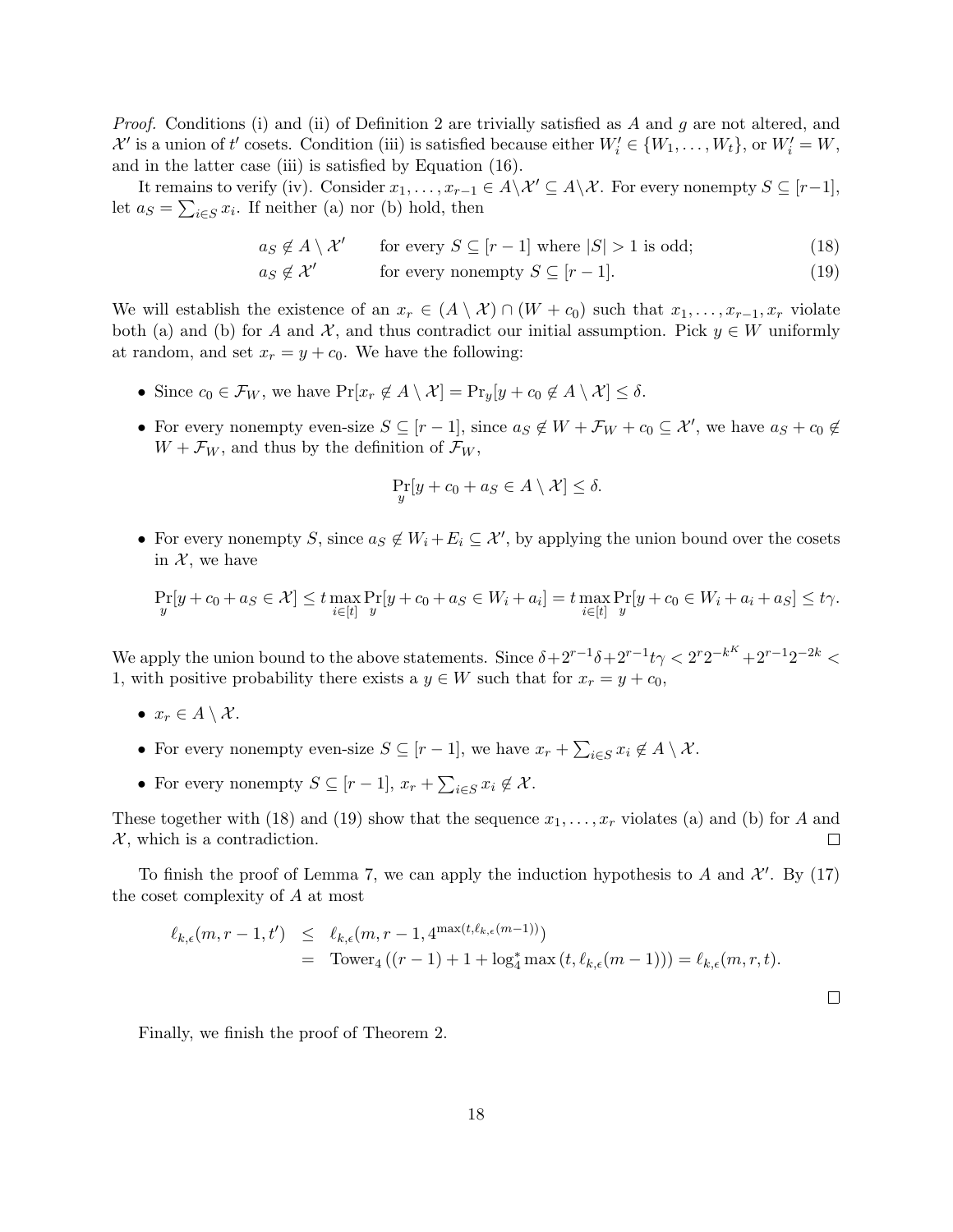*Proof.* Conditions (i) and (ii) of Definition 2 are trivially satisfied as $A$ and $g$ are not altered, and $\mathcal{X}'$ is a union of $t'$ cosets. Condition (iii) is satisfied because either $W_i' \in \{W_1, \ldots, W_t\}$, or $W_i' = W$, and in the latter case (iii) is satisfied by Equation (16).

It remains to verify (iv). Consider $x_1, \ldots, x_{r-1} \in A \setminus \mathcal{X}' \subseteq A \setminus \mathcal{X}$. For every nonempty $S \subseteq [r-1]$, let $a_S = \sum_{i \in S} x_i$. If neither (a) nor (b) hold, then

$$a_S \notin A \setminus \mathcal{X}' \qquad \text{for every } S \subseteq [r-1] \text{ where } |S| > 1 \text{ is odd;} \tag{18}$$

$$a_S \notin \mathcal{X}' \qquad \text{for every nonempty } S \subseteq [r-1]. \tag{19}$$

We will establish the existence of an $x_r \in (A \setminus \mathcal{X}) \cap (W + c_0)$ such that $x_1, \ldots, x_{r-1}, x_r$ violate both (a) and (b) for $A$ and $\mathcal{X}$, and thus contradict our initial assumption. Pick $y \in W$ uniformly at random, and set $x_r = y + c_0$. We have the following:

- Since $c_0 \in \mathcal{F}_W$, we have $\Pr[x_r \notin A \setminus \mathcal{X}] = \Pr_y[y + c_0 \notin A \setminus \mathcal{X}] \leq \delta$.
- For every nonempty even-size $S \subseteq [r-1]$, since $a_S \notin W + \mathcal{F}_W + c_0 \subseteq \mathcal{X}'$, we have $a_S + c_0 \notin W + \mathcal{F}_W$, and thus by the definition of $\mathcal{F}_W$,
$$\Pr_y[y + c_0 + a_S \in A \setminus \mathcal{X}] \leq \delta.$$
- For every nonempty $S$, since $a_S \notin W_i + E_i \subseteq \mathcal{X}'$, by applying the union bound over the cosets in $\mathcal{X}$, we have
$$\Pr_y[y + c_0 + a_S \in \mathcal{X}] \leq t \max_{i \in [t]} \Pr_y[y + c_0 + a_S \in W_i + a_i] = t \max_{i \in [t]} \Pr_y[y + c_0 \in W_i + a_i + a_S] \leq t\gamma.$$

We apply the union bound to the above statements. Since $\delta + 2^{r-1}\delta + 2^{r-1}t\gamma < 2^r 2^{-k^K} + 2^{r-1}2^{-2k} < 1$, with positive probability there exists a $y \in W$ such that for $x_r = y + c_0$,

- $x_r \in A \setminus \mathcal{X}$.
- For every nonempty even-size $S \subseteq [r-1]$, we have $x_r + \sum_{i \in S} x_i \notin A \setminus \mathcal{X}$.
- For every nonempty $S \subseteq [r-1]$, $x_r + \sum_{i \in S} x_i \notin \mathcal{X}$.

These together with (18) and (19) show that the sequence $x_1, \ldots, x_r$ violates (a) and (b) for $A$ and $\mathcal{X}$, which is a contradiction. $\square$

To finish the proof of Lemma 7, we can apply the induction hypothesis to $A$ and $\mathcal{X}'$. By (17) the coset complexity of $A$ at most

$$\begin{aligned}
\ell_{k,\epsilon}(m, r-1, t') &\leq \ell_{k,\epsilon}(m, r-1, 4^{\max(t, \ell_{k,\epsilon}(m-1))}) \\
&= \mathrm{Tower}_4\left((r-1) + 1 + \log_4^* \max\left(t, \ell_{k,\epsilon}(m-1)\right)\right) = \ell_{k,\epsilon}(m, r, t).
\end{aligned}$$

$\square$

Finally, we finish the proof of Theorem 2.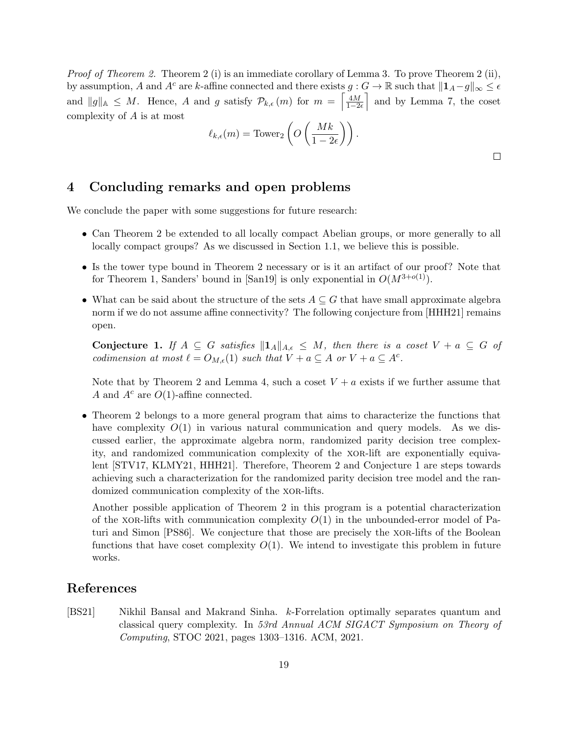*Proof of Theorem 2.* Theorem 2 (i) is an immediate corollary of Lemma 3. To prove Theorem 2 (ii), by assumption, $A$ and $A^c$ are $k$-affine connected and there exists $g : G \to \mathbb{R}$ such that $\|\mathbf{1}_A - g\|_\infty \le \epsilon$ and $\|g\|_{\mathbb{A}} \le M$. Hence, $A$ and $g$ satisfy $\mathcal{P}_{k,\epsilon}(m)$ for $m = \left\lceil \frac{4M}{1-2\epsilon} \right\rceil$ and by Lemma 7, the coset complexity of $A$ is at most

$$\ell_{k,\epsilon}(m) = \mathrm{Tower}_2 \left( O\left( \frac{Mk}{1-2\epsilon} \right) \right).$$

□

## 4 Concluding remarks and open problems

We conclude the paper with some suggestions for future research:

- Can Theorem 2 be extended to all locally compact Abelian groups, or more generally to all locally compact groups? As we discussed in Section 1.1, we believe this is possible.
- Is the tower type bound in Theorem 2 necessary or is it an artifact of our proof? Note that for Theorem 1, Sanders' bound in [San19] is only exponential in $O(M^{3+o(1)})$.
- What can be said about the structure of the sets $A \subseteq G$ that have small approximate algebra norm if we do not assume affine connectivity? The following conjecture from [HHH21] remains open.

  **Conjecture 1.** *If $A \subseteq G$ satisfies $\|\mathbf{1}_A\|_{A,\epsilon} \le M$, then there is a coset $V + a \subseteq G$ of codimension at most $\ell = O_{M,\epsilon}(1)$ such that $V + a \subseteq A$ or $V + a \subseteq A^c$.*

  Note that by Theorem 2 and Lemma 4, such a coset $V + a$ exists if we further assume that $A$ and $A^c$ are $O(1)$-affine connected.

- Theorem 2 belongs to a more general program that aims to characterize the functions that have complexity $O(1)$ in various natural communication and query models. As we discussed earlier, the approximate algebra norm, randomized parity decision tree complexity, and randomized communication complexity of the XOR-lift are exponentially equivalent [STV17, KLMY21, HHH21]. Therefore, Theorem 2 and Conjecture 1 are steps towards achieving such a characterization for the randomized parity decision tree model and the randomized communication complexity of the XOR-lifts.

  Another possible application of Theorem 2 in this program is a potential characterization of the XOR-lifts with communication complexity $O(1)$ in the unbounded-error model of Paturi and Simon [PS86]. We conjecture that those are precisely the XOR-lifts of the Boolean functions that have coset complexity $O(1)$. We intend to investigate this problem in future works.

## References

[BS21] Nikhil Bansal and Makrand Sinha. $k$-Forrelation optimally separates quantum and classical query complexity. In *53rd Annual ACM SIGACT Symposium on Theory of Computing*, STOC 2021, pages 1303–1316. ACM, 2021.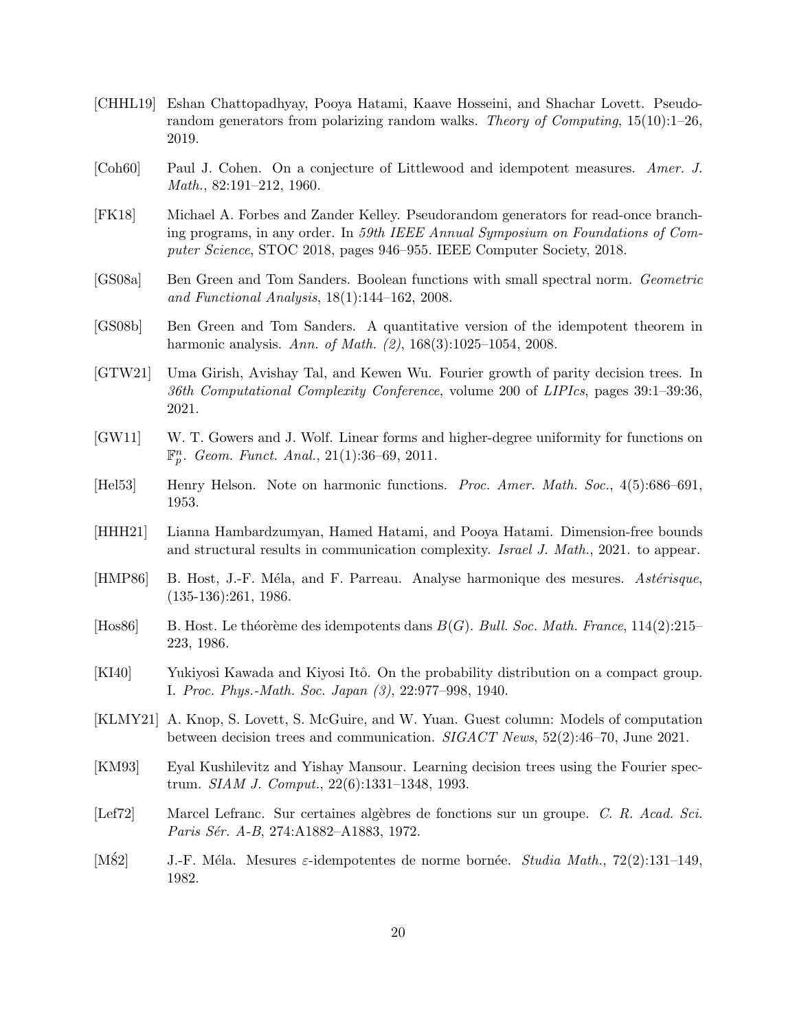- [CHHL19] Eshan Chattopadhyay, Pooya Hatami, Kaave Hosseini, and Shachar Lovett. Pseudorandom generators from polarizing random walks. *Theory of Computing*, 15(10):1–26, 2019.
- [Coh60] Paul J. Cohen. On a conjecture of Littlewood and idempotent measures. *Amer. J. Math.*, 82:191–212, 1960.
- [FK18] Michael A. Forbes and Zander Kelley. Pseudorandom generators for read-once branching programs, in any order. In *59th IEEE Annual Symposium on Foundations of Computer Science*, STOC 2018, pages 946–955. IEEE Computer Society, 2018.
- [GS08a] Ben Green and Tom Sanders. Boolean functions with small spectral norm. *Geometric and Functional Analysis*, 18(1):144–162, 2008.
- [GS08b] Ben Green and Tom Sanders. A quantitative version of the idempotent theorem in harmonic analysis. *Ann. of Math. (2)*, 168(3):1025–1054, 2008.
- [GTW21] Uma Girish, Avishay Tal, and Kewen Wu. Fourier growth of parity decision trees. In *36th Computational Complexity Conference*, volume 200 of *LIPIcs*, pages 39:1–39:36, 2021.
- [GW11] W. T. Gowers and J. Wolf. Linear forms and higher-degree uniformity for functions on $\mathbb{F}_p^n$. *Geom. Funct. Anal.*, 21(1):36–69, 2011.
- [Hel53] Henry Helson. Note on harmonic functions. *Proc. Amer. Math. Soc.*, 4(5):686–691, 1953.
- [HHH21] Lianna Hambardzumyan, Hamed Hatami, and Pooya Hatami. Dimension-free bounds and structural results in communication complexity. *Israel J. Math.*, 2021. to appear.
- [HMP86] B. Host, J.-F. Méla, and F. Parreau. Analyse harmonique des mesures. *Astérisque*, (135-136):261, 1986.
- [Hos86] B. Host. Le théorème des idempotents dans $B(G)$. *Bull. Soc. Math. France*, 114(2):215–223, 1986.
- [KI40] Yukiyosi Kawada and Kiyosi Itô. On the probability distribution on a compact group. I. *Proc. Phys.-Math. Soc. Japan (3)*, 22:977–998, 1940.
- [KLMY21] A. Knop, S. Lovett, S. McGuire, and W. Yuan. Guest column: Models of computation between decision trees and communication. *SIGACT News*, 52(2):46–70, June 2021.
- [KM93] Eyal Kushilevitz and Yishay Mansour. Learning decision trees using the Fourier spectrum. *SIAM J. Comput.*, 22(6):1331–1348, 1993.
- [Lef72] Marcel Lefranc. Sur certaines algèbres de fonctions sur un groupe. *C. R. Acad. Sci. Paris Sér. A-B*, 274:A1882–A1883, 1972.
- [MÉ82] J.-F. Méla. Mesures $\varepsilon$-idempotentes de norme bornée. *Studia Math.*, 72(2):131–149, 1982.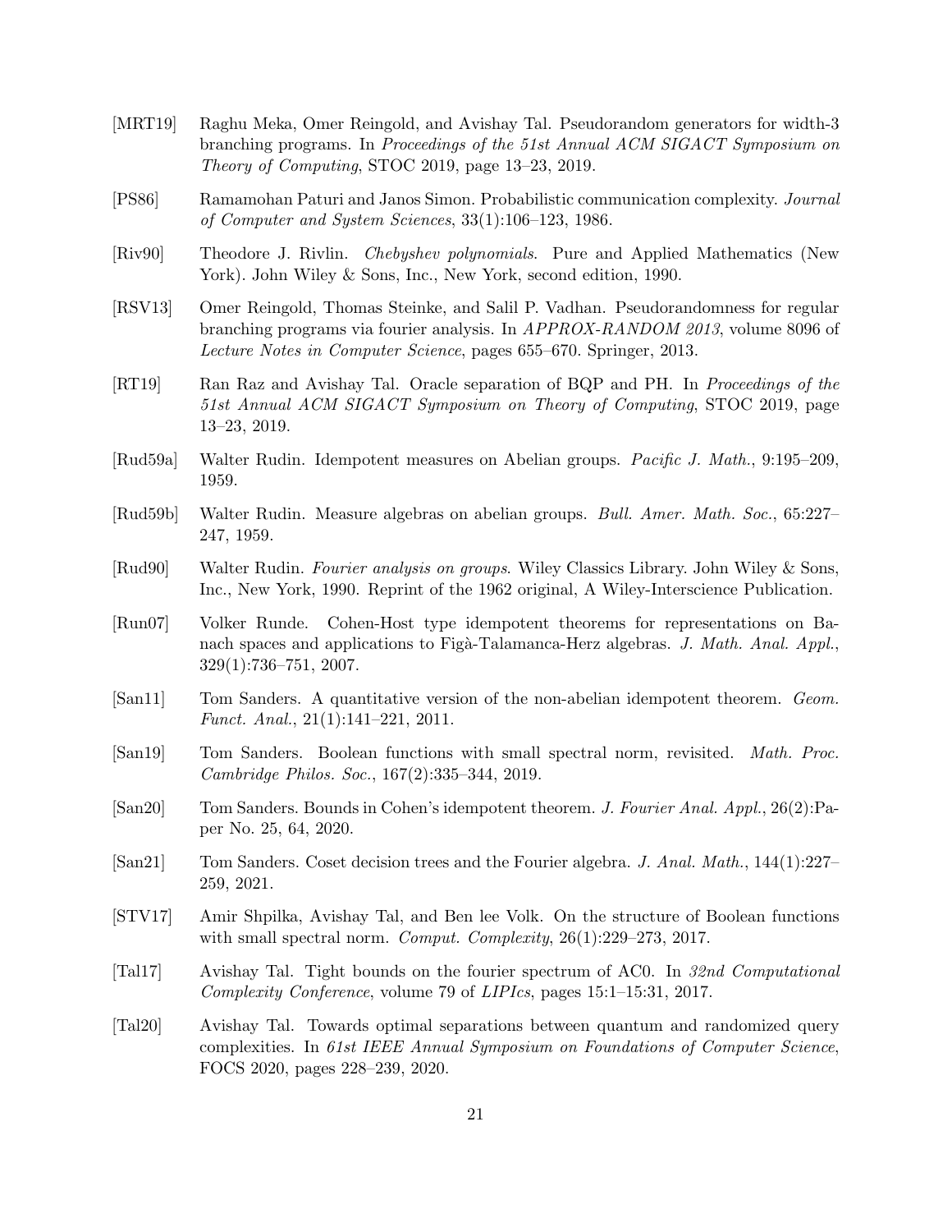[MRT19] Raghu Meka, Omer Reingold, and Avishay Tal. Pseudorandom generators for width-3 branching programs. In *Proceedings of the 51st Annual ACM SIGACT Symposium on Theory of Computing*, STOC 2019, page 13–23, 2019.

[PS86] Ramamohan Paturi and Janos Simon. Probabilistic communication complexity. *Journal of Computer and System Sciences*, 33(1):106–123, 1986.

[Riv90] Theodore J. Rivlin. *Chebyshev polynomials*. Pure and Applied Mathematics (New York). John Wiley & Sons, Inc., New York, second edition, 1990.

[RSV13] Omer Reingold, Thomas Steinke, and Salil P. Vadhan. Pseudorandomness for regular branching programs via fourier analysis. In *APPROX-RANDOM 2013*, volume 8096 of *Lecture Notes in Computer Science*, pages 655–670. Springer, 2013.

[RT19] Ran Raz and Avishay Tal. Oracle separation of BQP and PH. In *Proceedings of the 51st Annual ACM SIGACT Symposium on Theory of Computing*, STOC 2019, page 13–23, 2019.

[Rud59a] Walter Rudin. Idempotent measures on Abelian groups. *Pacific J. Math.*, 9:195–209, 1959.

[Rud59b] Walter Rudin. Measure algebras on abelian groups. *Bull. Amer. Math. Soc.*, 65:227–247, 1959.

[Rud90] Walter Rudin. *Fourier analysis on groups*. Wiley Classics Library. John Wiley & Sons, Inc., New York, 1990. Reprint of the 1962 original, A Wiley-Interscience Publication.

[Run07] Volker Runde. Cohen-Host type idempotent theorems for representations on Banach spaces and applications to Figà-Talamanca-Herz algebras. *J. Math. Anal. Appl.*, 329(1):736–751, 2007.

[San11] Tom Sanders. A quantitative version of the non-abelian idempotent theorem. *Geom. Funct. Anal.*, 21(1):141–221, 2011.

[San19] Tom Sanders. Boolean functions with small spectral norm, revisited. *Math. Proc. Cambridge Philos. Soc.*, 167(2):335–344, 2019.

[San20] Tom Sanders. Bounds in Cohen's idempotent theorem. *J. Fourier Anal. Appl.*, 26(2):Paper No. 25, 64, 2020.

[San21] Tom Sanders. Coset decision trees and the Fourier algebra. *J. Anal. Math.*, 144(1):227–259, 2021.

[STV17] Amir Shpilka, Avishay Tal, and Ben lee Volk. On the structure of Boolean functions with small spectral norm. *Comput. Complexity*, 26(1):229–273, 2017.

[Tal17] Avishay Tal. Tight bounds on the fourier spectrum of AC0. In *32nd Computational Complexity Conference*, volume 79 of *LIPIcs*, pages 15:1–15:31, 2017.

[Tal20] Avishay Tal. Towards optimal separations between quantum and randomized query complexities. In *61st IEEE Annual Symposium on Foundations of Computer Science*, FOCS 2020, pages 228–239, 2020.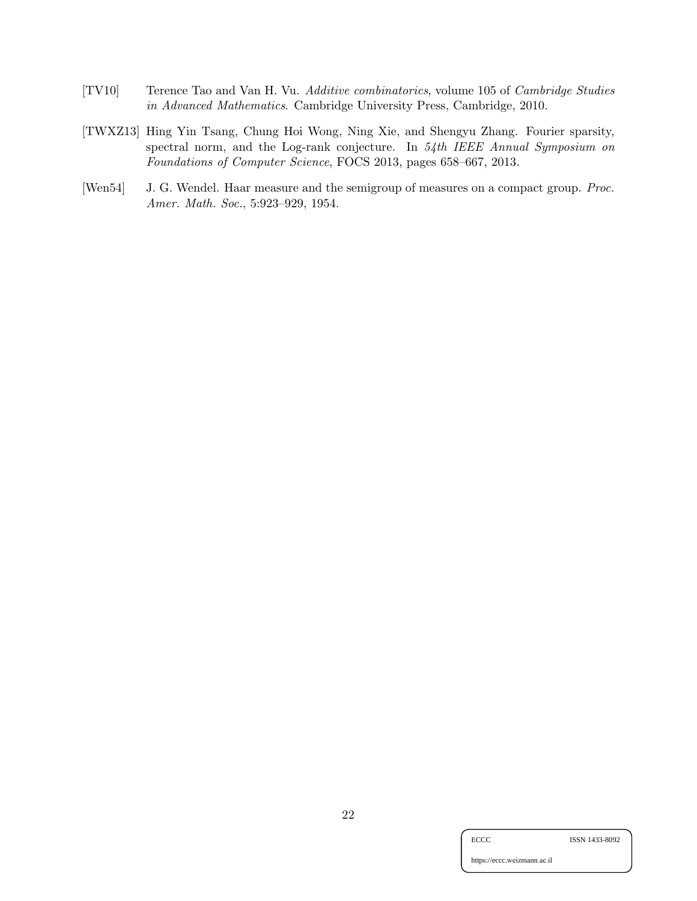[TV10] Terence Tao and Van H. Vu. *Additive combinatorics*, volume 105 of *Cambridge Studies in Advanced Mathematics*. Cambridge University Press, Cambridge, 2010.

[TWXZ13] Hing Yin Tsang, Chung Hoi Wong, Ning Xie, and Shengyu Zhang. Fourier sparsity, spectral norm, and the Log-rank conjecture. In *54th IEEE Annual Symposium on Foundations of Computer Science*, FOCS 2013, pages 658–667, 2013.

[Wen54] J. G. Wendel. Haar measure and the semigroup of measures on a compact group. *Proc. Amer. Math. Soc.*, 5:923–929, 1954.

ECCC ISSN 1433-8092

https://eccc.weizmann.ac.il